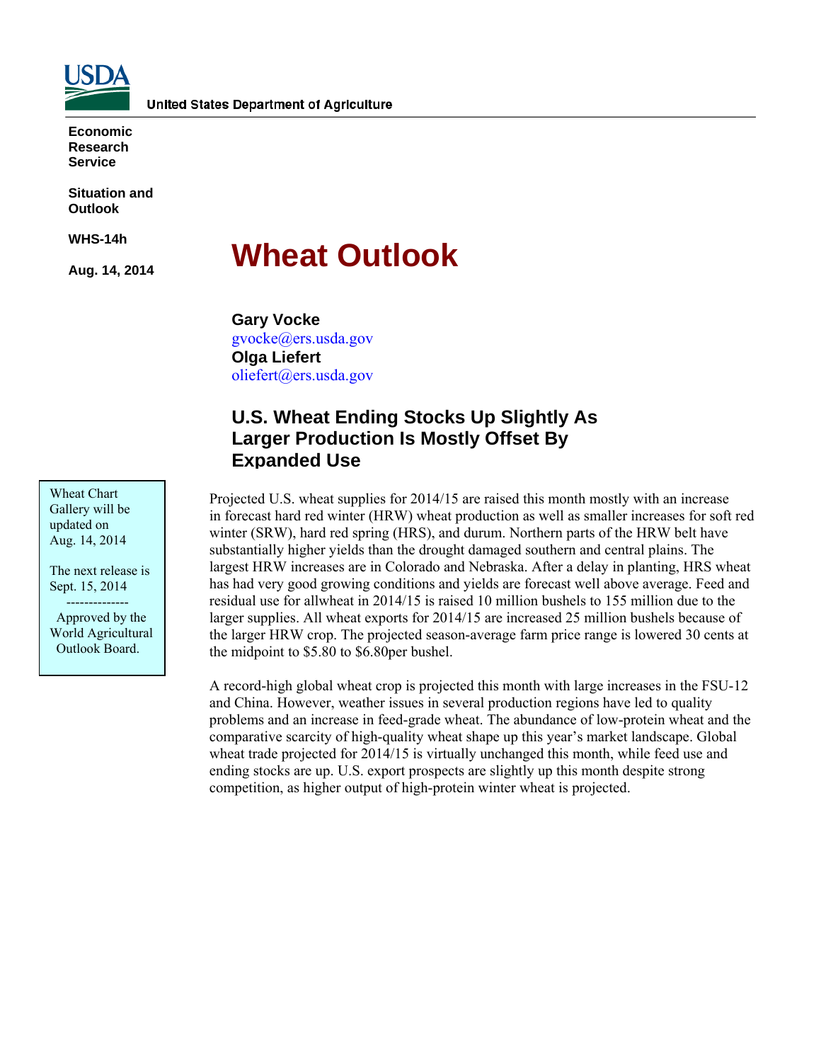United States Department of Agriculture

**Economic Research Service**

**Situation and Outlook**

**WHS-14h**

**Aug. 14, 2014**

# Wheat Outlook

**Gary Vocke**
gvocke@ers.usda.gov
**Olga Liefert**
oliefert@ers.usda.gov

## U.S. Wheat Ending Stocks Up Slightly As Larger Production Is Mostly Offset By Expanded Use

Wheat Chart Gallery will be updated on Aug. 14, 2014

The next release is Sept. 15, 2014

--------------

Approved by the World Agricultural Outlook Board.

Projected U.S. wheat supplies for 2014/15 are raised this month mostly with an increase in forecast hard red winter (HRW) wheat production as well as smaller increases for soft red winter (SRW), hard red spring (HRS), and durum. Northern parts of the HRW belt have substantially higher yields than the drought damaged southern and central plains. The largest HRW increases are in Colorado and Nebraska. After a delay in planting, HRS wheat has had very good growing conditions and yields are forecast well above average. Feed and residual use for allwheat in 2014/15 is raised 10 million bushels to 155 million due to the larger supplies. All wheat exports for 2014/15 are increased 25 million bushels because of the larger HRW crop. The projected season-average farm price range is lowered 30 cents at the midpoint to $5.80 to $6.80per bushel.

A record-high global wheat crop is projected this month with large increases in the FSU-12 and China. However, weather issues in several production regions have led to quality problems and an increase in feed-grade wheat. The abundance of low-protein wheat and the comparative scarcity of high-quality wheat shape up this year's market landscape. Global wheat trade projected for 2014/15 is virtually unchanged this month, while feed use and ending stocks are up. U.S. export prospects are slightly up this month despite strong competition, as higher output of high-protein winter wheat is projected.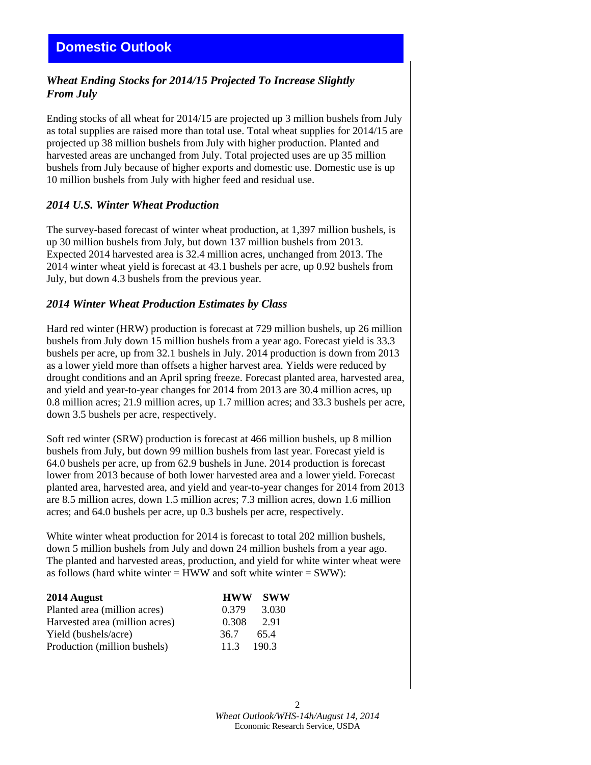# Domestic Outlook

### *Wheat Ending Stocks for 2014/15 Projected To Increase Slightly From July*

Ending stocks of all wheat for 2014/15 are projected up 3 million bushels from July as total supplies are raised more than total use. Total wheat supplies for 2014/15 are projected up 38 million bushels from July with higher production. Planted and harvested areas are unchanged from July. Total projected uses are up 35 million bushels from July because of higher exports and domestic use. Domestic use is up 10 million bushels from July with higher feed and residual use.

### *2014 U.S. Winter Wheat Production*

The survey-based forecast of winter wheat production, at 1,397 million bushels, is up 30 million bushels from July, but down 137 million bushels from 2013. Expected 2014 harvested area is 32.4 million acres, unchanged from 2013. The 2014 winter wheat yield is forecast at 43.1 bushels per acre, up 0.92 bushels from July, but down 4.3 bushels from the previous year.

### *2014 Winter Wheat Production Estimates by Class*

Hard red winter (HRW) production is forecast at 729 million bushels, up 26 million bushels from July down 15 million bushels from a year ago. Forecast yield is 33.3 bushels per acre, up from 32.1 bushels in July. 2014 production is down from 2013 as a lower yield more than offsets a higher harvest area. Yields were reduced by drought conditions and an April spring freeze. Forecast planted area, harvested area, and yield and year-to-year changes for 2014 from 2013 are 30.4 million acres, up 0.8 million acres; 21.9 million acres, up 1.7 million acres; and 33.3 bushels per acre, down 3.5 bushels per acre, respectively.

Soft red winter (SRW) production is forecast at 466 million bushels, up 8 million bushels from July, but down 99 million bushels from last year. Forecast yield is 64.0 bushels per acre, up from 62.9 bushels in June. 2014 production is forecast lower from 2013 because of both lower harvested area and a lower yield. Forecast planted area, harvested area, and yield and year-to-year changes for 2014 from 2013 are 8.5 million acres, down 1.5 million acres; 7.3 million acres, down 1.6 million acres; and 64.0 bushels per acre, up 0.3 bushels per acre, respectively.

White winter wheat production for 2014 is forecast to total 202 million bushels, down 5 million bushels from July and down 24 million bushels from a year ago. The planted and harvested areas, production, and yield for white winter wheat were as follows (hard white winter = HWW and soft white winter = SWW):

| **2014 August** | **HWW** | **SWW** |
|---|---|---|
| Planted area (million acres) | 0.379 | 3.030 |
| Harvested area (million acres) | 0.308 | 2.91 |
| Yield (bushels/acre) | 36.7 | 65.4 |
| Production (million bushels) | 11.3 | 190.3 |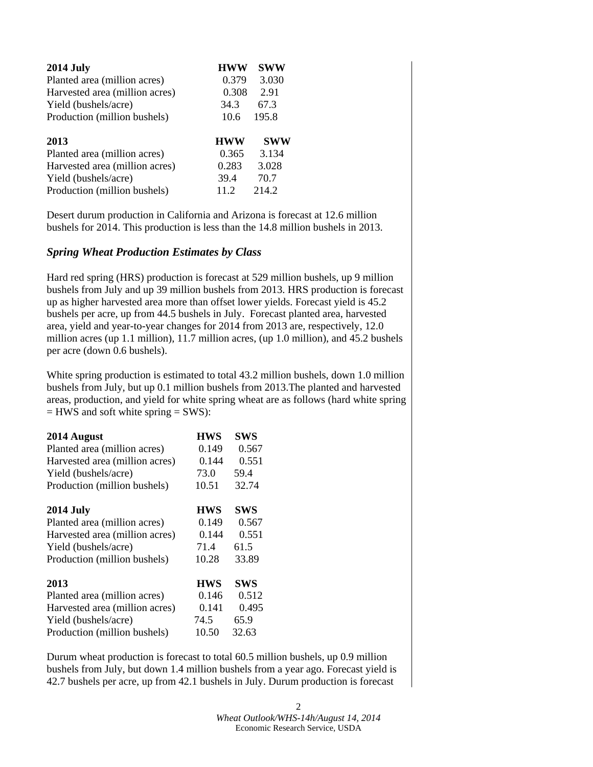| 2014 July | HWW | SWW |
|---|---|---|
| Planted area (million acres) | 0.379 | 3.030 |
| Harvested area (million acres) | 0.308 | 2.91 |
| Yield (bushels/acre) | 34.3 | 67.3 |
| Production (million bushels) | 10.6 | 195.8 |

| 2013 | HWW | SWW |
|---|---|---|
| Planted area (million acres) | 0.365 | 3.134 |
| Harvested area (million acres) | 0.283 | 3.028 |
| Yield (bushels/acre) | 39.4 | 70.7 |
| Production (million bushels) | 11.2 | 214.2 |

Desert durum production in California and Arizona is forecast at 12.6 million bushels for 2014. This production is less than the 14.8 million bushels in 2013.

### *Spring Wheat Production Estimates by Class*

Hard red spring (HRS) production is forecast at 529 million bushels, up 9 million bushels from July and up 39 million bushels from 2013. HRS production is forecast up as higher harvested area more than offset lower yields. Forecast yield is 45.2 bushels per acre, up from 44.5 bushels in July. Forecast planted area, harvested area, yield and year-to-year changes for 2014 from 2013 are, respectively, 12.0 million acres (up 1.1 million), 11.7 million acres, (up 1.0 million), and 45.2 bushels per acre (down 0.6 bushels).

White spring production is estimated to total 43.2 million bushels, down 1.0 million bushels from July, but up 0.1 million bushels from 2013.The planted and harvested areas, production, and yield for white spring wheat are as follows (hard white spring = HWS and soft white spring = SWS):

| 2014 August | HWS | SWS |
|---|---|---|
| Planted area (million acres) | 0.149 | 0.567 |
| Harvested area (million acres) | 0.144 | 0.551 |
| Yield (bushels/acre) | 73.0 | 59.4 |
| Production (million bushels) | 10.51 | 32.74 |

| 2014 July | HWS | SWS |
|---|---|---|
| Planted area (million acres) | 0.149 | 0.567 |
| Harvested area (million acres) | 0.144 | 0.551 |
| Yield (bushels/acre) | 71.4 | 61.5 |
| Production (million bushels) | 10.28 | 33.89 |

| 2013 | HWS | SWS |
|---|---|---|
| Planted area (million acres) | 0.146 | 0.512 |
| Harvested area (million acres) | 0.141 | 0.495 |
| Yield (bushels/acre) | 74.5 | 65.9 |
| Production (million bushels) | 10.50 | 32.63 |

Durum wheat production is forecast to total 60.5 million bushels, up 0.9 million bushels from July, but down 1.4 million bushels from a year ago. Forecast yield is 42.7 bushels per acre, up from 42.1 bushels in July. Durum production is forecast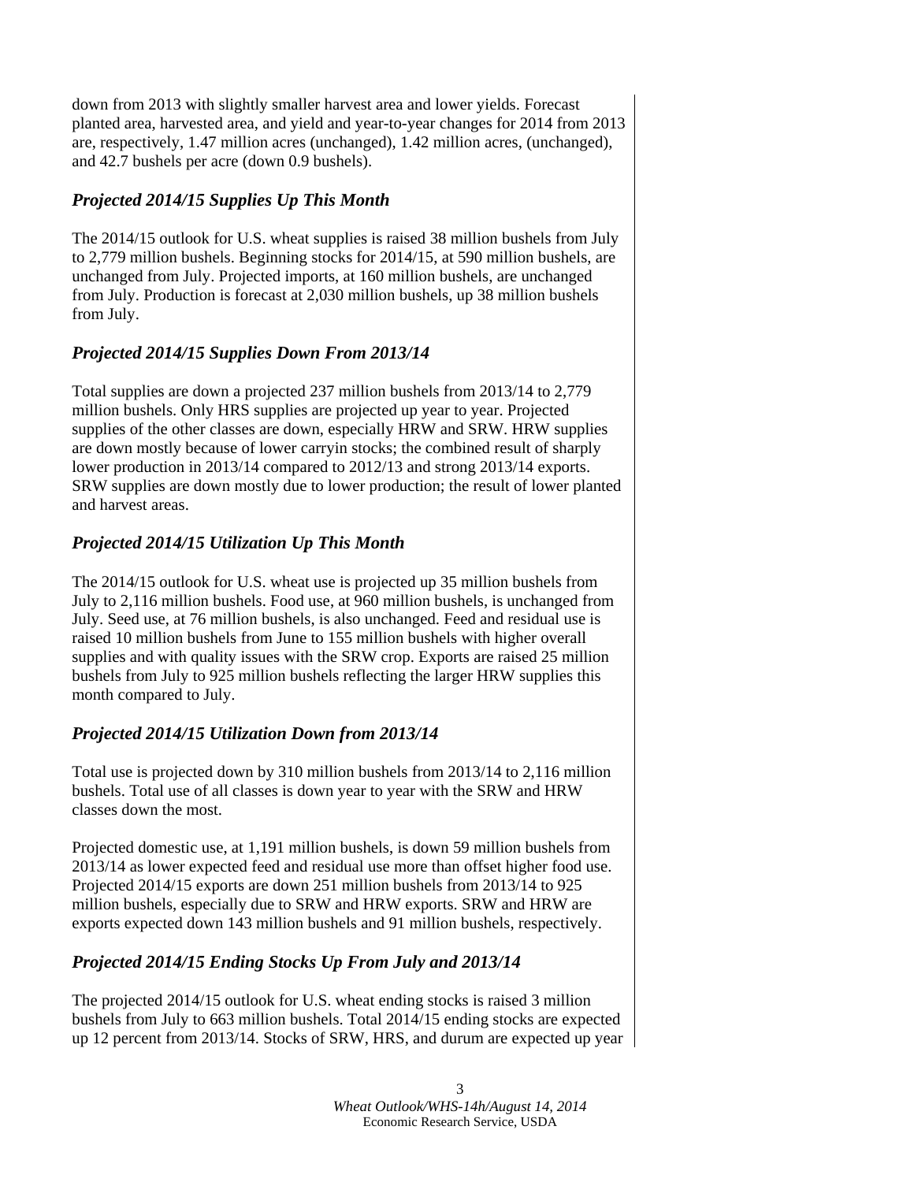down from 2013 with slightly smaller harvest area and lower yields. Forecast planted area, harvested area, and yield and year-to-year changes for 2014 from 2013 are, respectively, 1.47 million acres (unchanged), 1.42 million acres, (unchanged), and 42.7 bushels per acre (down 0.9 bushels).

### *Projected 2014/15 Supplies Up This Month*

The 2014/15 outlook for U.S. wheat supplies is raised 38 million bushels from July to 2,779 million bushels. Beginning stocks for 2014/15, at 590 million bushels, are unchanged from July. Projected imports, at 160 million bushels, are unchanged from July. Production is forecast at 2,030 million bushels, up 38 million bushels from July.

### *Projected 2014/15 Supplies Down From 2013/14*

Total supplies are down a projected 237 million bushels from 2013/14 to 2,779 million bushels. Only HRS supplies are projected up year to year. Projected supplies of the other classes are down, especially HRW and SRW. HRW supplies are down mostly because of lower carryin stocks; the combined result of sharply lower production in 2013/14 compared to 2012/13 and strong 2013/14 exports. SRW supplies are down mostly due to lower production; the result of lower planted and harvest areas.

### *Projected 2014/15 Utilization Up This Month*

The 2014/15 outlook for U.S. wheat use is projected up 35 million bushels from July to 2,116 million bushels. Food use, at 960 million bushels, is unchanged from July. Seed use, at 76 million bushels, is also unchanged. Feed and residual use is raised 10 million bushels from June to 155 million bushels with higher overall supplies and with quality issues with the SRW crop. Exports are raised 25 million bushels from July to 925 million bushels reflecting the larger HRW supplies this month compared to July.

### *Projected 2014/15 Utilization Down from 2013/14*

Total use is projected down by 310 million bushels from 2013/14 to 2,116 million bushels. Total use of all classes is down year to year with the SRW and HRW classes down the most.

Projected domestic use, at 1,191 million bushels, is down 59 million bushels from 2013/14 as lower expected feed and residual use more than offset higher food use. Projected 2014/15 exports are down 251 million bushels from 2013/14 to 925 million bushels, especially due to SRW and HRW exports. SRW and HRW are exports expected down 143 million bushels and 91 million bushels, respectively.

### *Projected 2014/15 Ending Stocks Up From July and 2013/14*

The projected 2014/15 outlook for U.S. wheat ending stocks is raised 3 million bushels from July to 663 million bushels. Total 2014/15 ending stocks are expected up 12 percent from 2013/14. Stocks of SRW, HRS, and durum are expected up year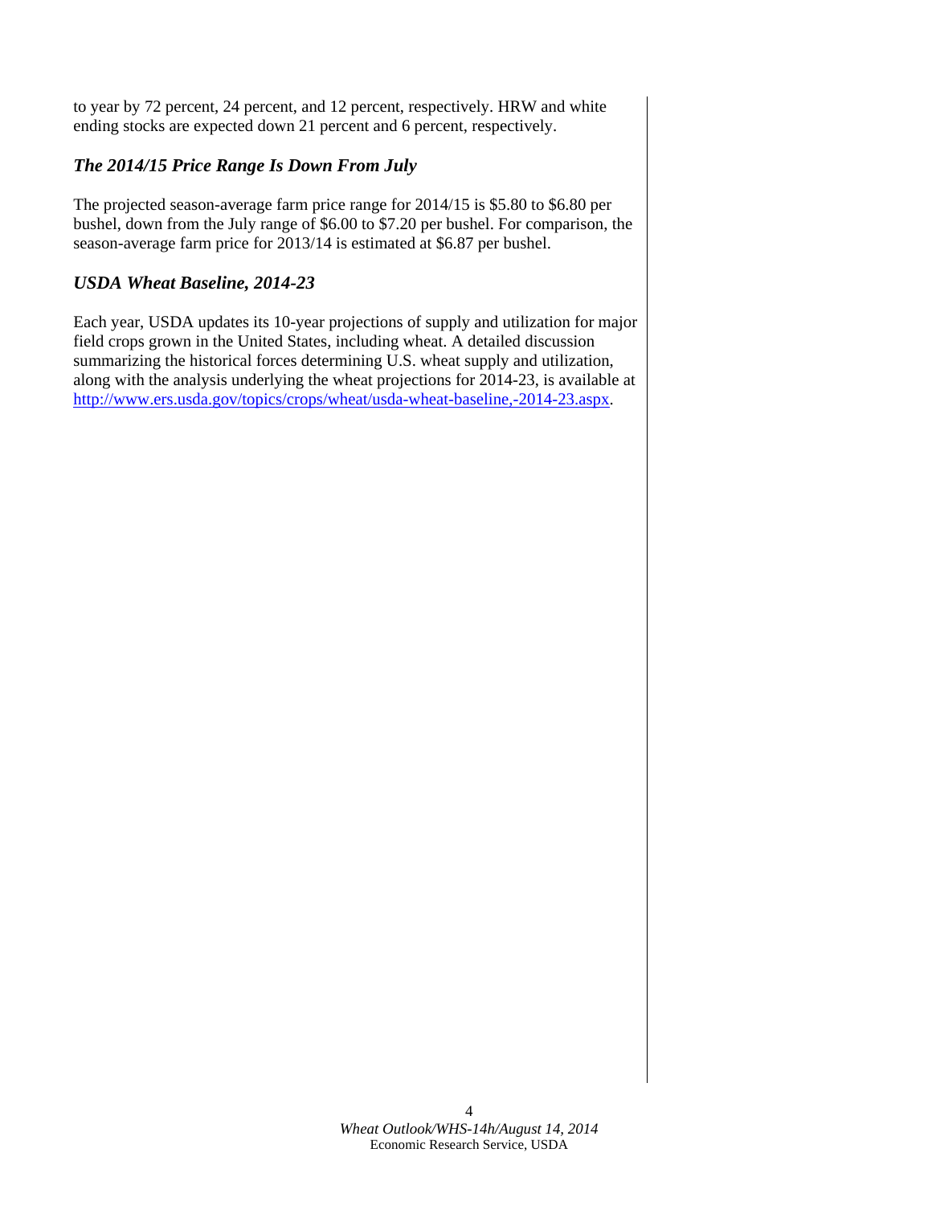to year by 72 percent, 24 percent, and 12 percent, respectively. HRW and white ending stocks are expected down 21 percent and 6 percent, respectively.

### *The 2014/15 Price Range Is Down From July*

The projected season-average farm price range for 2014/15 is $5.80 to $6.80 per bushel, down from the July range of $6.00 to $7.20 per bushel. For comparison, the season-average farm price for 2013/14 is estimated at $6.87 per bushel.

### *USDA Wheat Baseline, 2014-23*

Each year, USDA updates its 10-year projections of supply and utilization for major field crops grown in the United States, including wheat. A detailed discussion summarizing the historical forces determining U.S. wheat supply and utilization, along with the analysis underlying the wheat projections for 2014-23, is available at [http://www.ers.usda.gov/topics/crops/wheat/usda-wheat-baseline,-2014-23.aspx](http://www.ers.usda.gov/topics/crops/wheat/usda-wheat-baseline,-2014-23.aspx).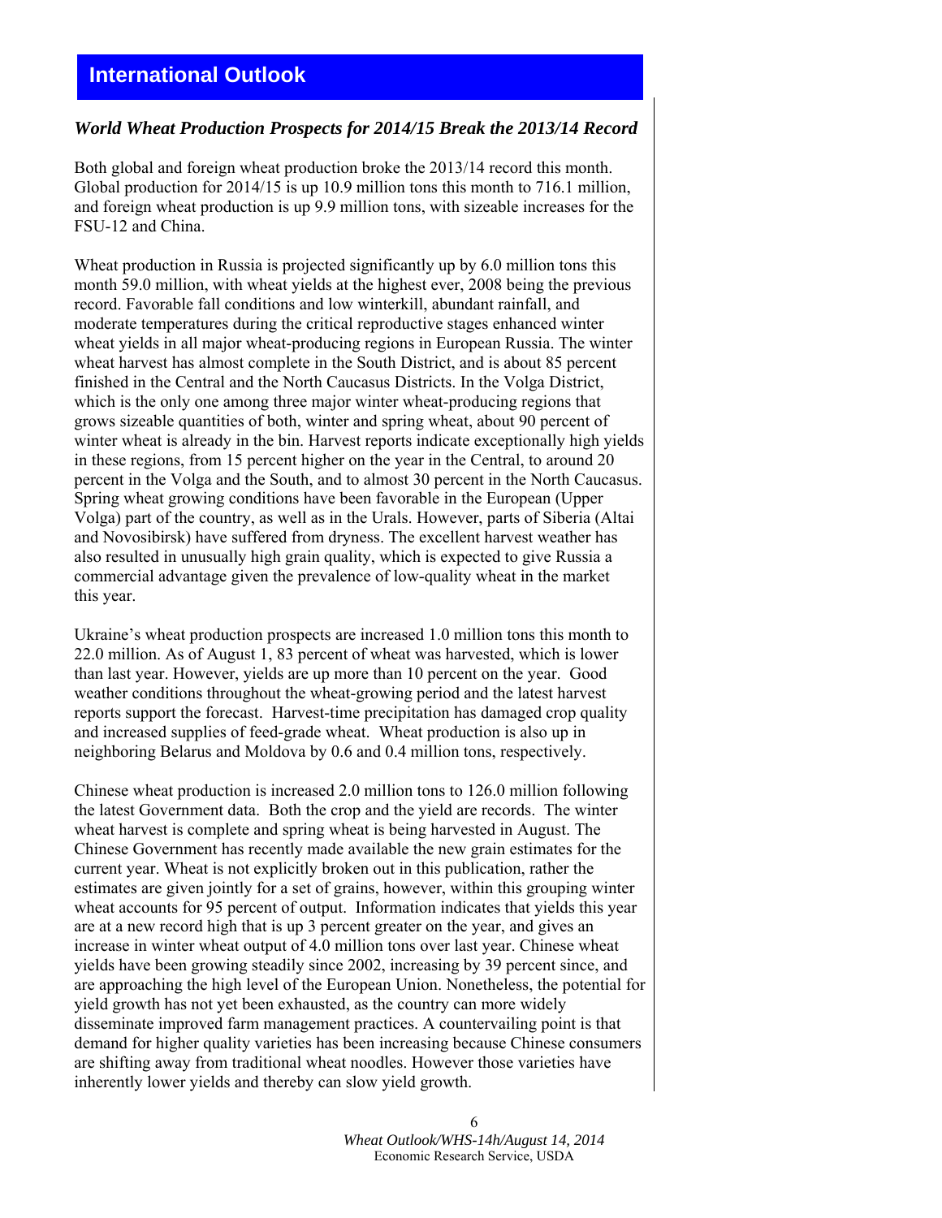## International Outlook

### *World Wheat Production Prospects for 2014/15 Break the 2013/14 Record*

Both global and foreign wheat production broke the 2013/14 record this month. Global production for 2014/15 is up 10.9 million tons this month to 716.1 million, and foreign wheat production is up 9.9 million tons, with sizeable increases for the FSU-12 and China.

Wheat production in Russia is projected significantly up by 6.0 million tons this month 59.0 million, with wheat yields at the highest ever, 2008 being the previous record. Favorable fall conditions and low winterkill, abundant rainfall, and moderate temperatures during the critical reproductive stages enhanced winter wheat yields in all major wheat-producing regions in European Russia. The winter wheat harvest has almost complete in the South District, and is about 85 percent finished in the Central and the North Caucasus Districts. In the Volga District, which is the only one among three major winter wheat-producing regions that grows sizeable quantities of both, winter and spring wheat, about 90 percent of winter wheat is already in the bin. Harvest reports indicate exceptionally high yields in these regions, from 15 percent higher on the year in the Central, to around 20 percent in the Volga and the South, and to almost 30 percent in the North Caucasus. Spring wheat growing conditions have been favorable in the European (Upper Volga) part of the country, as well as in the Urals. However, parts of Siberia (Altai and Novosibirsk) have suffered from dryness. The excellent harvest weather has also resulted in unusually high grain quality, which is expected to give Russia a commercial advantage given the prevalence of low-quality wheat in the market this year.

Ukraine's wheat production prospects are increased 1.0 million tons this month to 22.0 million. As of August 1, 83 percent of wheat was harvested, which is lower than last year. However, yields are up more than 10 percent on the year. Good weather conditions throughout the wheat-growing period and the latest harvest reports support the forecast. Harvest-time precipitation has damaged crop quality and increased supplies of feed-grade wheat. Wheat production is also up in neighboring Belarus and Moldova by 0.6 and 0.4 million tons, respectively.

Chinese wheat production is increased 2.0 million tons to 126.0 million following the latest Government data. Both the crop and the yield are records. The winter wheat harvest is complete and spring wheat is being harvested in August. The Chinese Government has recently made available the new grain estimates for the current year. Wheat is not explicitly broken out in this publication, rather the estimates are given jointly for a set of grains, however, within this grouping winter wheat accounts for 95 percent of output. Information indicates that yields this year are at a new record high that is up 3 percent greater on the year, and gives an increase in winter wheat output of 4.0 million tons over last year. Chinese wheat yields have been growing steadily since 2002, increasing by 39 percent since, and are approaching the high level of the European Union. Nonetheless, the potential for yield growth has not yet been exhausted, as the country can more widely disseminate improved farm management practices. A countervailing point is that demand for higher quality varieties has been increasing because Chinese consumers are shifting away from traditional wheat noodles. However those varieties have inherently lower yields and thereby can slow yield growth.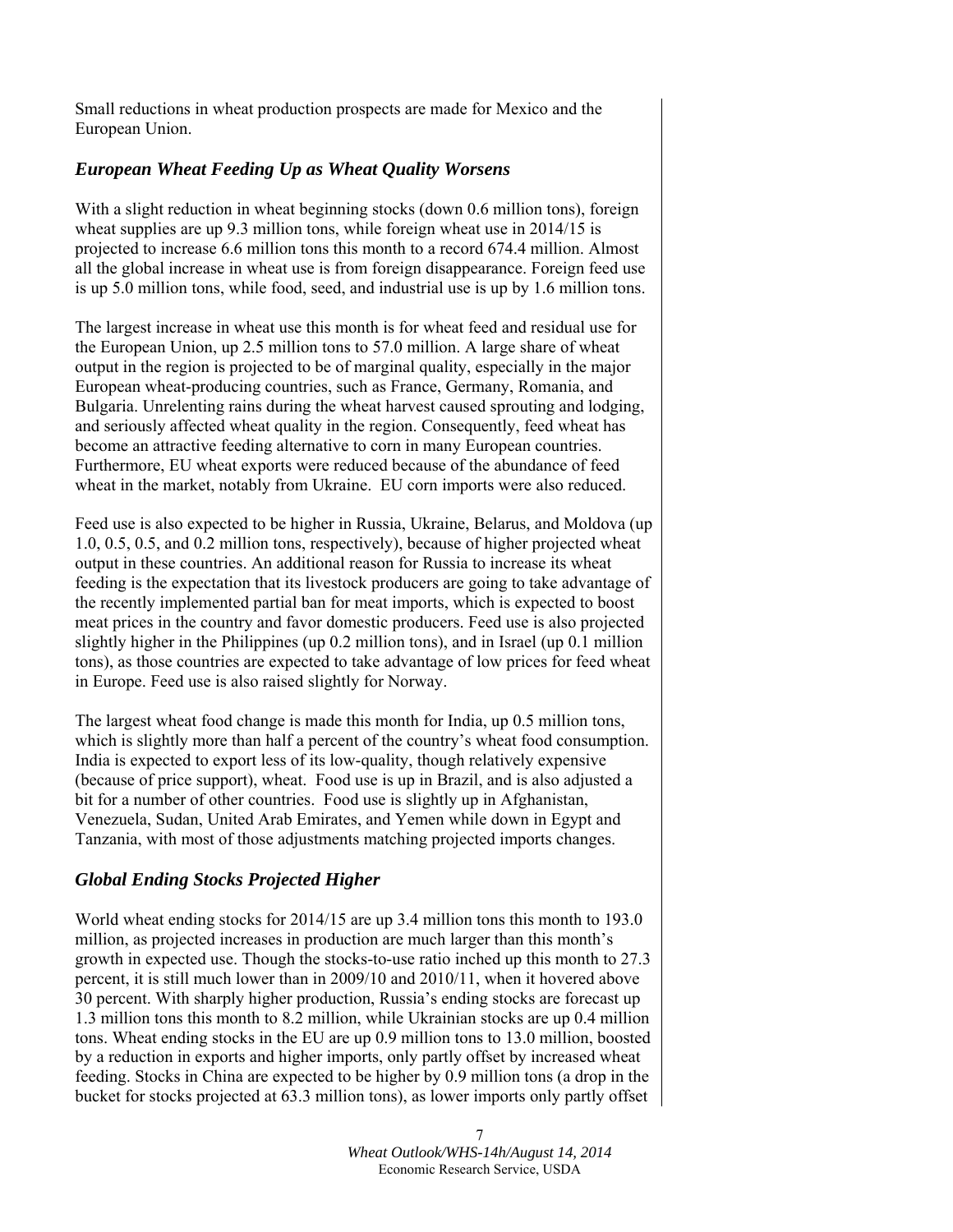Small reductions in wheat production prospects are made for Mexico and the European Union.

### *European Wheat Feeding Up as Wheat Quality Worsens*

With a slight reduction in wheat beginning stocks (down 0.6 million tons), foreign wheat supplies are up 9.3 million tons, while foreign wheat use in 2014/15 is projected to increase 6.6 million tons this month to a record 674.4 million. Almost all the global increase in wheat use is from foreign disappearance. Foreign feed use is up 5.0 million tons, while food, seed, and industrial use is up by 1.6 million tons.

The largest increase in wheat use this month is for wheat feed and residual use for the European Union, up 2.5 million tons to 57.0 million. A large share of wheat output in the region is projected to be of marginal quality, especially in the major European wheat-producing countries, such as France, Germany, Romania, and Bulgaria. Unrelenting rains during the wheat harvest caused sprouting and lodging, and seriously affected wheat quality in the region. Consequently, feed wheat has become an attractive feeding alternative to corn in many European countries. Furthermore, EU wheat exports were reduced because of the abundance of feed wheat in the market, notably from Ukraine. EU corn imports were also reduced.

Feed use is also expected to be higher in Russia, Ukraine, Belarus, and Moldova (up 1.0, 0.5, 0.5, and 0.2 million tons, respectively), because of higher projected wheat output in these countries. An additional reason for Russia to increase its wheat feeding is the expectation that its livestock producers are going to take advantage of the recently implemented partial ban for meat imports, which is expected to boost meat prices in the country and favor domestic producers. Feed use is also projected slightly higher in the Philippines (up 0.2 million tons), and in Israel (up 0.1 million tons), as those countries are expected to take advantage of low prices for feed wheat in Europe. Feed use is also raised slightly for Norway.

The largest wheat food change is made this month for India, up 0.5 million tons, which is slightly more than half a percent of the country's wheat food consumption. India is expected to export less of its low-quality, though relatively expensive (because of price support), wheat. Food use is up in Brazil, and is also adjusted a bit for a number of other countries. Food use is slightly up in Afghanistan, Venezuela, Sudan, United Arab Emirates, and Yemen while down in Egypt and Tanzania, with most of those adjustments matching projected imports changes.

### *Global Ending Stocks Projected Higher*

World wheat ending stocks for 2014/15 are up 3.4 million tons this month to 193.0 million, as projected increases in production are much larger than this month's growth in expected use. Though the stocks-to-use ratio inched up this month to 27.3 percent, it is still much lower than in 2009/10 and 2010/11, when it hovered above 30 percent. With sharply higher production, Russia's ending stocks are forecast up 1.3 million tons this month to 8.2 million, while Ukrainian stocks are up 0.4 million tons. Wheat ending stocks in the EU are up 0.9 million tons to 13.0 million, boosted by a reduction in exports and higher imports, only partly offset by increased wheat feeding. Stocks in China are expected to be higher by 0.9 million tons (a drop in the bucket for stocks projected at 63.3 million tons), as lower imports only partly offset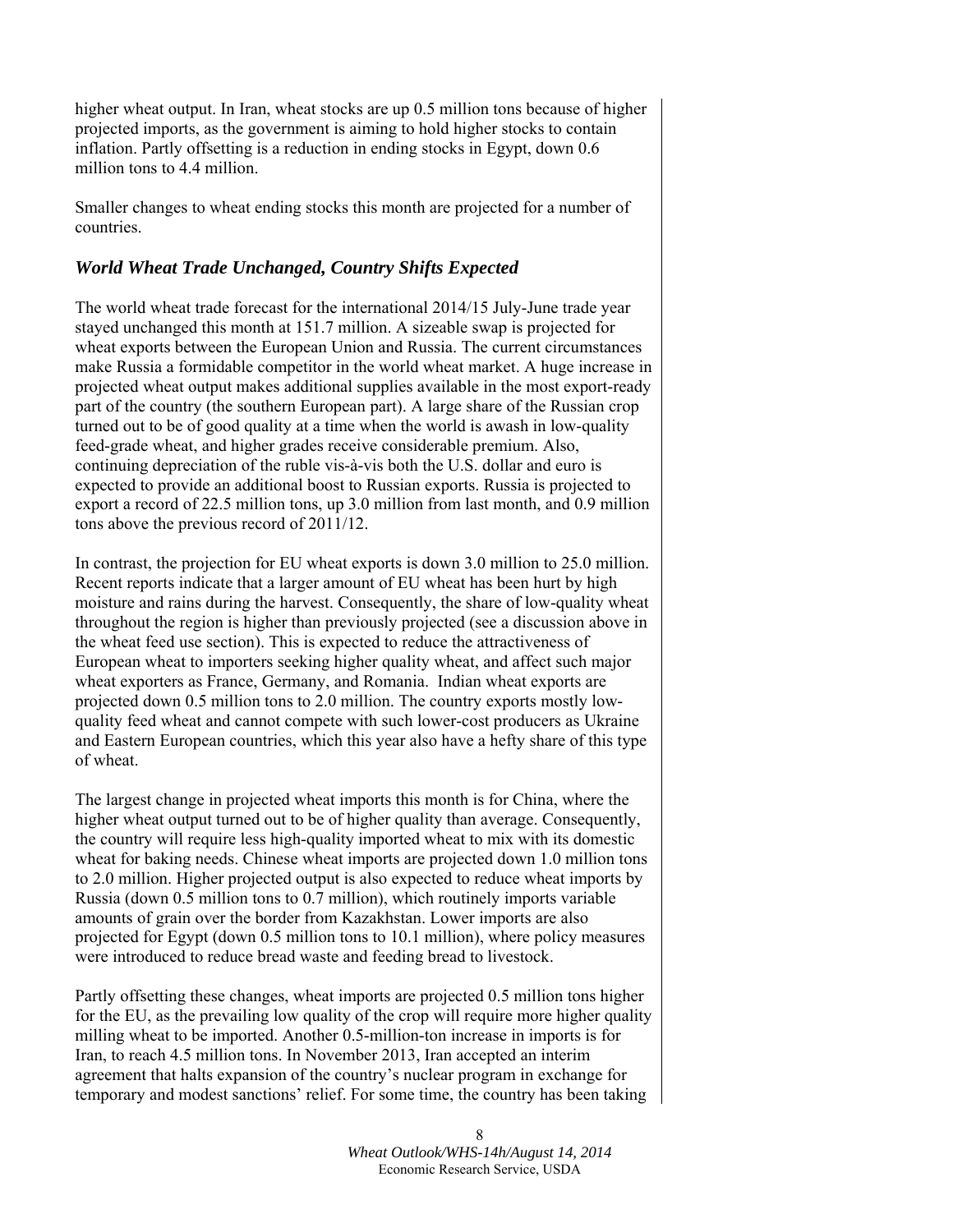higher wheat output. In Iran, wheat stocks are up 0.5 million tons because of higher projected imports, as the government is aiming to hold higher stocks to contain inflation. Partly offsetting is a reduction in ending stocks in Egypt, down 0.6 million tons to 4.4 million.

Smaller changes to wheat ending stocks this month are projected for a number of countries.

### *World Wheat Trade Unchanged, Country Shifts Expected*

The world wheat trade forecast for the international 2014/15 July-June trade year stayed unchanged this month at 151.7 million. A sizeable swap is projected for wheat exports between the European Union and Russia. The current circumstances make Russia a formidable competitor in the world wheat market. A huge increase in projected wheat output makes additional supplies available in the most export-ready part of the country (the southern European part). A large share of the Russian crop turned out to be of good quality at a time when the world is awash in low-quality feed-grade wheat, and higher grades receive considerable premium. Also, continuing depreciation of the ruble vis-à-vis both the U.S. dollar and euro is expected to provide an additional boost to Russian exports. Russia is projected to export a record of 22.5 million tons, up 3.0 million from last month, and 0.9 million tons above the previous record of 2011/12.

In contrast, the projection for EU wheat exports is down 3.0 million to 25.0 million. Recent reports indicate that a larger amount of EU wheat has been hurt by high moisture and rains during the harvest. Consequently, the share of low-quality wheat throughout the region is higher than previously projected (see a discussion above in the wheat feed use section). This is expected to reduce the attractiveness of European wheat to importers seeking higher quality wheat, and affect such major wheat exporters as France, Germany, and Romania. Indian wheat exports are projected down 0.5 million tons to 2.0 million. The country exports mostly low-quality feed wheat and cannot compete with such lower-cost producers as Ukraine and Eastern European countries, which this year also have a hefty share of this type of wheat.

The largest change in projected wheat imports this month is for China, where the higher wheat output turned out to be of higher quality than average. Consequently, the country will require less high-quality imported wheat to mix with its domestic wheat for baking needs. Chinese wheat imports are projected down 1.0 million tons to 2.0 million. Higher projected output is also expected to reduce wheat imports by Russia (down 0.5 million tons to 0.7 million), which routinely imports variable amounts of grain over the border from Kazakhstan. Lower imports are also projected for Egypt (down 0.5 million tons to 10.1 million), where policy measures were introduced to reduce bread waste and feeding bread to livestock.

Partly offsetting these changes, wheat imports are projected 0.5 million tons higher for the EU, as the prevailing low quality of the crop will require more higher quality milling wheat to be imported. Another 0.5-million-ton increase in imports is for Iran, to reach 4.5 million tons. In November 2013, Iran accepted an interim agreement that halts expansion of the country's nuclear program in exchange for temporary and modest sanctions' relief. For some time, the country has been taking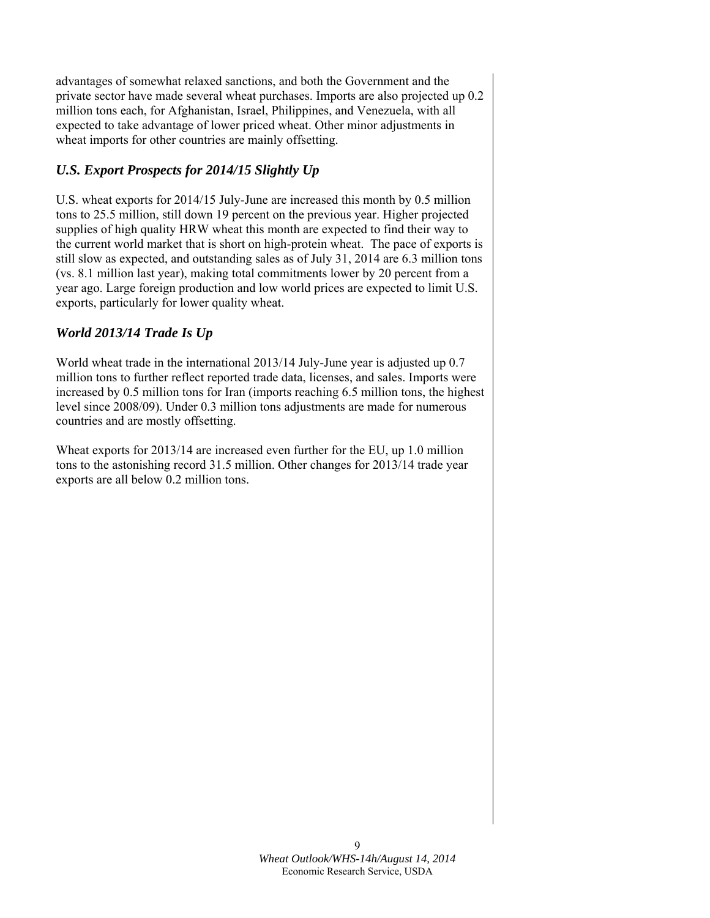advantages of somewhat relaxed sanctions, and both the Government and the private sector have made several wheat purchases. Imports are also projected up 0.2 million tons each, for Afghanistan, Israel, Philippines, and Venezuela, with all expected to take advantage of lower priced wheat. Other minor adjustments in wheat imports for other countries are mainly offsetting.

### *U.S. Export Prospects for 2014/15 Slightly Up*

U.S. wheat exports for 2014/15 July-June are increased this month by 0.5 million tons to 25.5 million, still down 19 percent on the previous year. Higher projected supplies of high quality HRW wheat this month are expected to find their way to the current world market that is short on high-protein wheat. The pace of exports is still slow as expected, and outstanding sales as of July 31, 2014 are 6.3 million tons (vs. 8.1 million last year), making total commitments lower by 20 percent from a year ago. Large foreign production and low world prices are expected to limit U.S. exports, particularly for lower quality wheat.

### *World 2013/14 Trade Is Up*

World wheat trade in the international 2013/14 July-June year is adjusted up 0.7 million tons to further reflect reported trade data, licenses, and sales. Imports were increased by 0.5 million tons for Iran (imports reaching 6.5 million tons, the highest level since 2008/09). Under 0.3 million tons adjustments are made for numerous countries and are mostly offsetting.

Wheat exports for 2013/14 are increased even further for the EU, up 1.0 million tons to the astonishing record 31.5 million. Other changes for 2013/14 trade year exports are all below 0.2 million tons.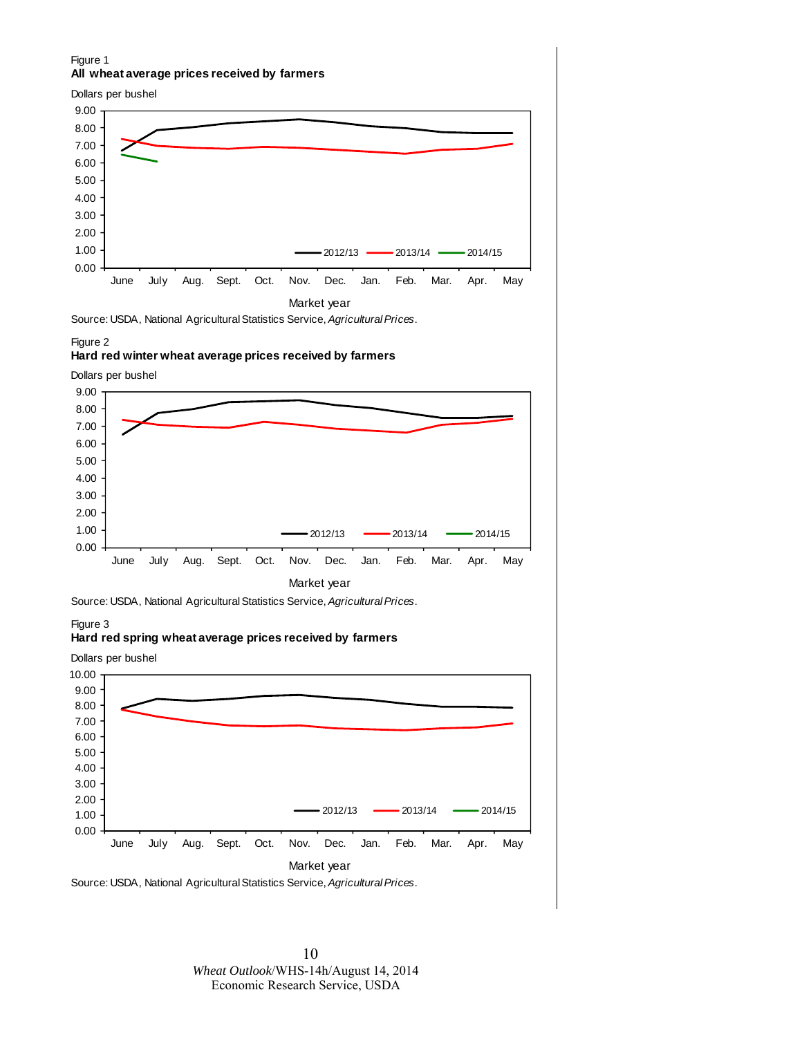Figure 1

**All wheat average prices received by farmers**

Dollars per bushel

Source: USDA, National Agricultural Statistics Service, *Agricultural Prices*.

Figure 2

**Hard red winter wheat average prices received by farmers**

Dollars per bushel

Source: USDA, National Agricultural Statistics Service, *Agricultural Prices*.

Figure 3

**Hard red spring wheat average prices received by farmers**

Dollars per bushel

Source: USDA, National Agricultural Statistics Service, *Agricultural Prices*.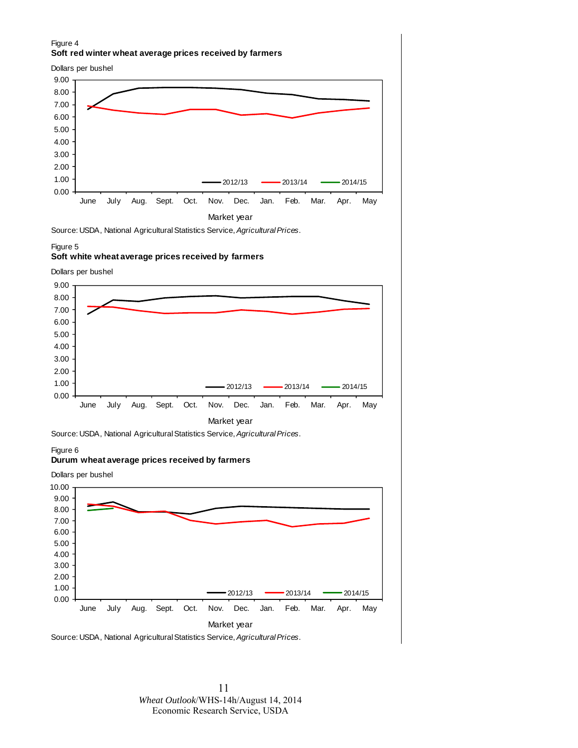Figure 4

**Soft red winter wheat average prices received by farmers**

Dollars per bushel

Source: USDA, National Agricultural Statistics Service, *Agricultural Prices*.

Figure 5

**Soft white wheat average prices received by farmers**

Dollars per bushel

Source: USDA, National Agricultural Statistics Service, *Agricultural Prices*.

Figure 6

**Durum wheat average prices received by farmers**

Dollars per bushel

Source: USDA, National Agricultural Statistics Service, *Agricultural Prices*.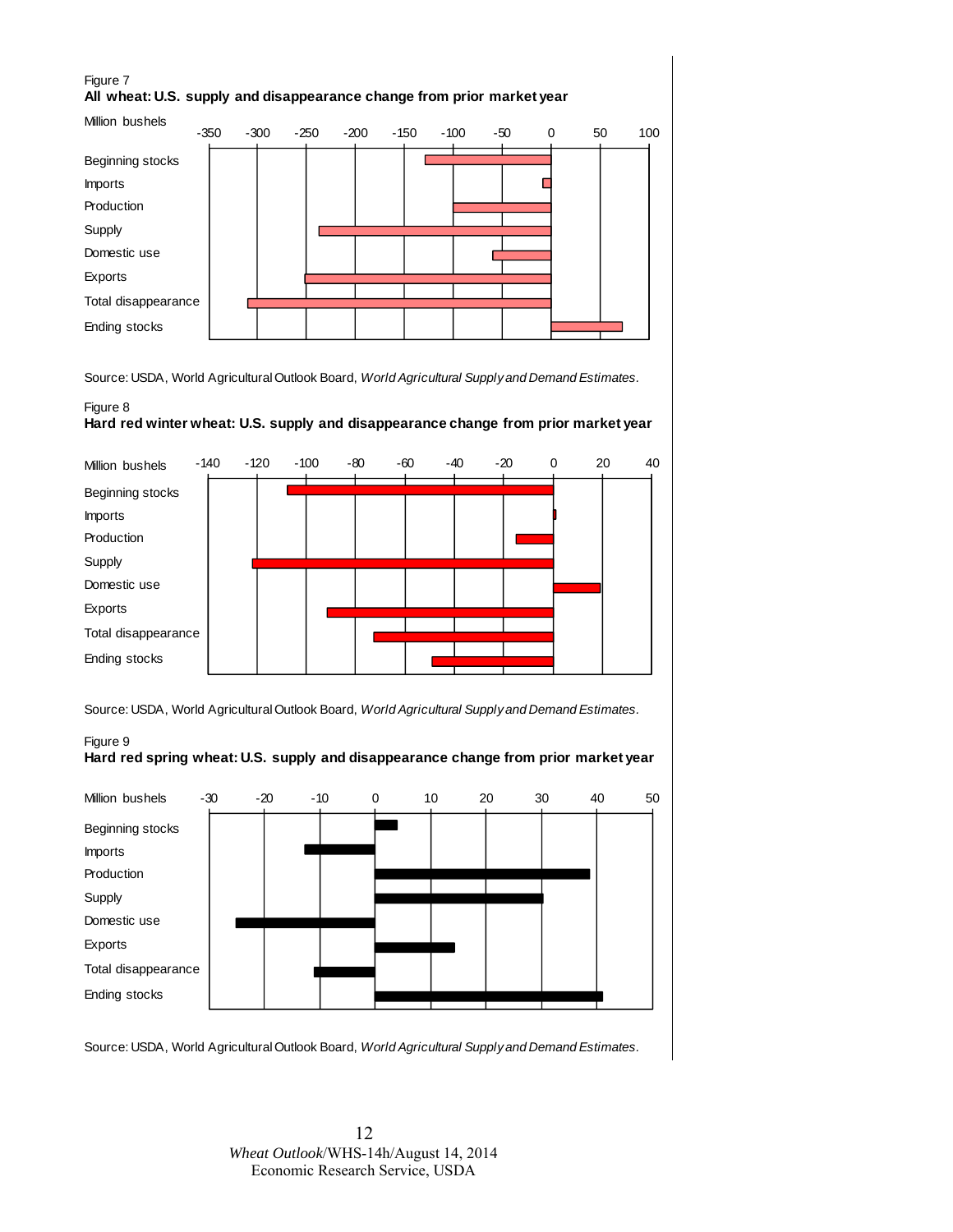Figure 7

**All wheat: U.S. supply and disappearance change from prior market year**

Million bushels

Source: USDA, World Agricultural Outlook Board, *World Agricultural Supply and Demand Estimates*.

Figure 8

**Hard red winter wheat: U.S. supply and disappearance change from prior market year**

Million bushels

Source: USDA, World Agricultural Outlook Board, *World Agricultural Supply and Demand Estimates*.

Figure 9

**Hard red spring wheat: U.S. supply and disappearance change from prior market year**

Million bushels

Source: USDA, World Agricultural Outlook Board, *World Agricultural Supply and Demand Estimates*.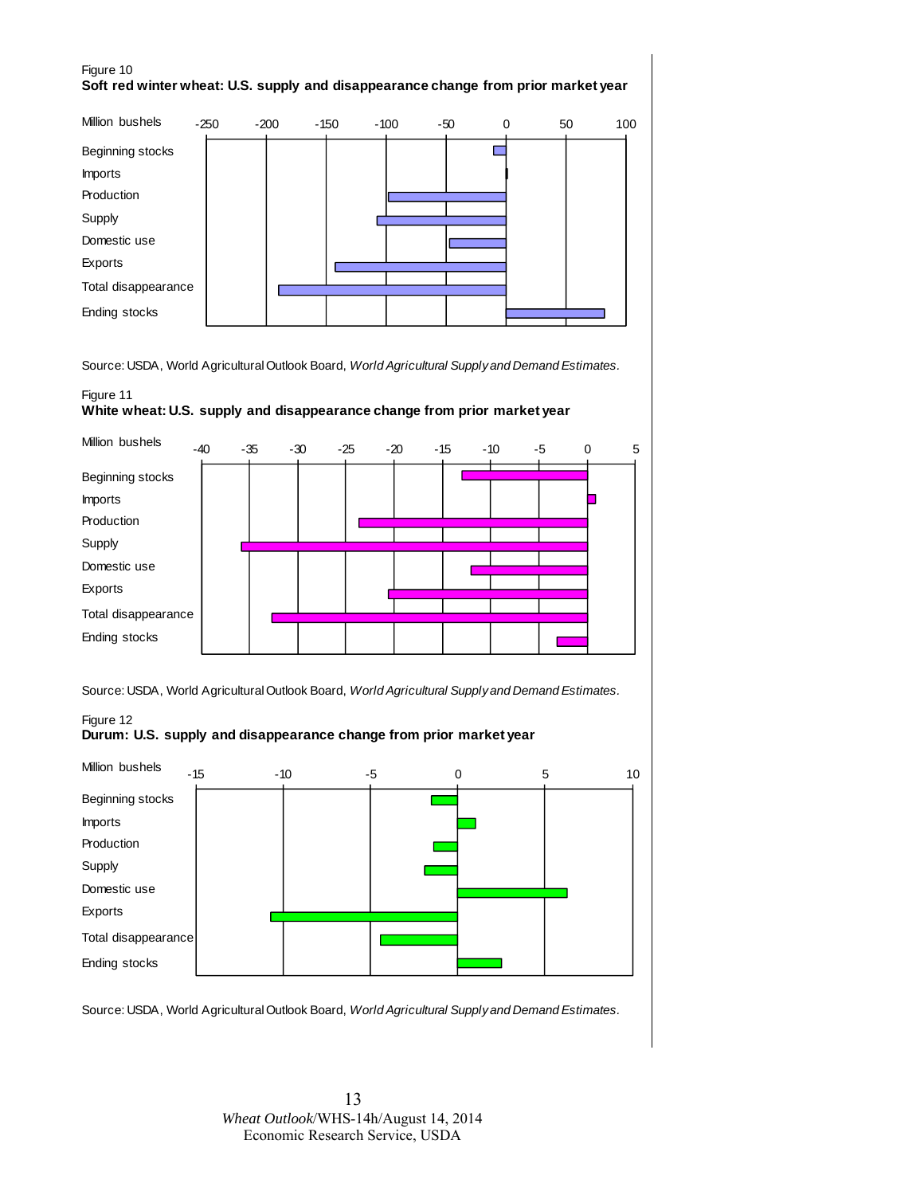Figure 10

**Soft red winter wheat: U.S. supply and disappearance change from prior market year**

Million bushels

Beginning stocks
Imports
Production
Supply
Domestic use
Exports
Total disappearance
Ending stocks

-250 -200 -150 -100 -50 0 50 100

Source: USDA, World Agricultural Outlook Board, *World Agricultural Supply and Demand Estimates*.

Figure 11

**White wheat: U.S. supply and disappearance change from prior market year**

Million bushels

Beginning stocks
Imports
Production
Supply
Domestic use
Exports
Total disappearance
Ending stocks

-40 -35 -30 -25 -20 -15 -10 -5 0 5

Source: USDA, World Agricultural Outlook Board, *World Agricultural Supply and Demand Estimates*.

Figure 12

**Durum: U.S. supply and disappearance change from prior market year**

Million bushels

Beginning stocks
Imports
Production
Supply
Domestic use
Exports
Total disappearance
Ending stocks

-15 -10 -5 0 5 10

Source: USDA, World Agricultural Outlook Board, *World Agricultural Supply and Demand Estimates*.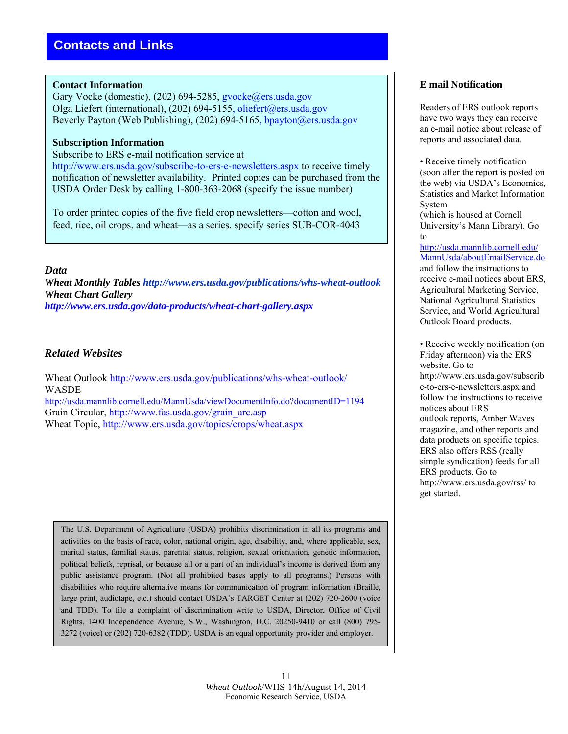## Contacts and Links

**Contact Information**
Gary Vocke (domestic), (202) 694-5285, gvocke@ers.usda.gov
Olga Liefert (international), (202) 694-5155, oliefert@ers.usda.gov
Beverly Payton (Web Publishing), (202) 694-5165, bpayton@ers.usda.gov

**Subscription Information**
Subscribe to ERS e-mail notification service at http://www.ers.usda.gov/subscribe-to-ers-e-newsletters.aspx to receive timely notification of newsletter availability. Printed copies can be purchased from the USDA Order Desk by calling 1-800-363-2068 (specify the issue number)

To order printed copies of the five field crop newsletters—cotton and wool, feed, rice, oil crops, and wheat—as a series, specify series SUB-COR-4043

### *Data*

***Wheat Monthly Tables*** ***http://www.ers.usda.gov/publications/whs-wheat-outlook***
***Wheat Chart Gallery***
***http://www.ers.usda.gov/data-products/wheat-chart-gallery.aspx***

### *Related Websites*

Wheat Outlook http://www.ers.usda.gov/publications/whs-wheat-outlook/
WASDE
http://usda.mannlib.cornell.edu/MannUsda/viewDocumentInfo.do?documentID=1194
Grain Circular, http://www.fas.usda.gov/grain_arc.asp
Wheat Topic, http://www.ers.usda.gov/topics/crops/wheat.aspx

The U.S. Department of Agriculture (USDA) prohibits discrimination in all its programs and activities on the basis of race, color, national origin, age, disability, and, where applicable, sex, marital status, familial status, parental status, religion, sexual orientation, genetic information, political beliefs, reprisal, or because all or a part of an individual's income is derived from any public assistance program. (Not all prohibited bases apply to all programs.) Persons with disabilities who require alternative means for communication of program information (Braille, large print, audiotape, etc.) should contact USDA's TARGET Center at (202) 720-2600 (voice and TDD). To file a complaint of discrimination write to USDA, Director, Office of Civil Rights, 1400 Independence Avenue, S.W., Washington, D.C. 20250-9410 or call (800) 795-3272 (voice) or (202) 720-6382 (TDD). USDA is an equal opportunity provider and employer.

### E mail Notification

Readers of ERS outlook reports have two ways they can receive an e-mail notice about release of reports and associated data.

- Receive timely notification (soon after the report is posted on the web) via USDA's Economics, Statistics and Market Information System (which is housed at Cornell University's Mann Library). Go to http://usda.mannlib.cornell.edu/MannUsda/aboutEmailService.do and follow the instructions to receive e-mail notices about ERS, Agricultural Marketing Service, National Agricultural Statistics Service, and World Agricultural Outlook Board products.

- Receive weekly notification (on Friday afternoon) via the ERS website. Go to http://www.ers.usda.gov/subscribe-to-ers-e-newsletters.aspx and follow the instructions to receive notices about ERS outlook reports, Amber Waves magazine, and other reports and data products on specific topics. ERS also offers RSS (really simple syndication) feeds for all ERS products. Go to http://www.ers.usda.gov/rss/ to get started.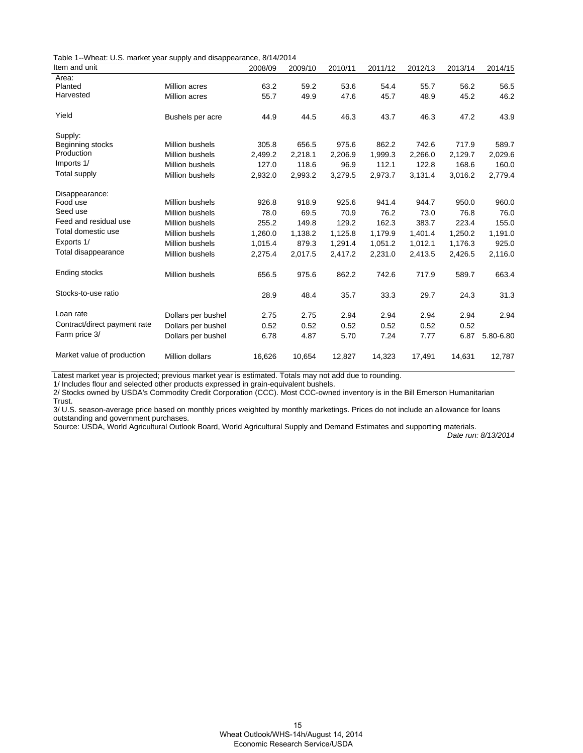Table 1--Wheat: U.S. market year supply and disappearance, 8/14/2014

| Item and unit | | 2008/09 | 2009/10 | 2010/11 | 2011/12 | 2012/13 | 2013/14 | 2014/15 |
|---|---|---|---|---|---|---|---|---|
| Area: | | | | | | | | |
| Planted | Million acres | 63.2 | 59.2 | 53.6 | 54.4 | 55.7 | 56.2 | 56.5 |
| Harvested | Million acres | 55.7 | 49.9 | 47.6 | 45.7 | 48.9 | 45.2 | 46.2 |
| Yield | Bushels per acre | 44.9 | 44.5 | 46.3 | 43.7 | 46.3 | 47.2 | 43.9 |
| Supply: | | | | | | | | |
| Beginning stocks | Million bushels | 305.8 | 656.5 | 975.6 | 862.2 | 742.6 | 717.9 | 589.7 |
| Production | Million bushels | 2,499.2 | 2,218.1 | 2,206.9 | 1,999.3 | 2,266.0 | 2,129.7 | 2,029.6 |
| Imports 1/ | Million bushels | 127.0 | 118.6 | 96.9 | 112.1 | 122.8 | 168.6 | 160.0 |
| Total supply | Million bushels | 2,932.0 | 2,993.2 | 3,279.5 | 2,973.7 | 3,131.4 | 3,016.2 | 2,779.4 |
| Disappearance: | | | | | | | | |
| Food use | Million bushels | 926.8 | 918.9 | 925.6 | 941.4 | 944.7 | 950.0 | 960.0 |
| Seed use | Million bushels | 78.0 | 69.5 | 70.9 | 76.2 | 73.0 | 76.8 | 76.0 |
| Feed and residual use | Million bushels | 255.2 | 149.8 | 129.2 | 162.3 | 383.7 | 223.4 | 155.0 |
| Total domestic use | Million bushels | 1,260.0 | 1,138.2 | 1,125.8 | 1,179.9 | 1,401.4 | 1,250.2 | 1,191.0 |
| Exports 1/ | Million bushels | 1,015.4 | 879.3 | 1,291.4 | 1,051.2 | 1,012.1 | 1,176.3 | 925.0 |
| Total disappearance | Million bushels | 2,275.4 | 2,017.5 | 2,417.2 | 2,231.0 | 2,413.5 | 2,426.5 | 2,116.0 |
| Ending stocks | Million bushels | 656.5 | 975.6 | 862.2 | 742.6 | 717.9 | 589.7 | 663.4 |
| Stocks-to-use ratio | | 28.9 | 48.4 | 35.7 | 33.3 | 29.7 | 24.3 | 31.3 |
| Loan rate | Dollars per bushel | 2.75 | 2.75 | 2.94 | 2.94 | 2.94 | 2.94 | 2.94 |
| Contract/direct payment rate | Dollars per bushel | 0.52 | 0.52 | 0.52 | 0.52 | 0.52 | 0.52 | |
| Farm price 3/ | Dollars per bushel | 6.78 | 4.87 | 5.70 | 7.24 | 7.77 | 6.87 | 5.80-6.80 |
| Market value of production | Million dollars | 16,626 | 10,654 | 12,827 | 14,323 | 17,491 | 14,631 | 12,787 |

Latest market year is projected; previous market year is estimated. Totals may not add due to rounding.

1/ Includes flour and selected other products expressed in grain-equivalent bushels.

2/ Stocks owned by USDA's Commodity Credit Corporation (CCC). Most CCC-owned inventory is in the Bill Emerson Humanitarian Trust.

3/ U.S. season-average price based on monthly prices weighted by monthly marketings. Prices do not include an allowance for loans outstanding and government purchases.

Source: USDA, World Agricultural Outlook Board, World Agricultural Supply and Demand Estimates and supporting materials.

*Date run: 8/13/2014*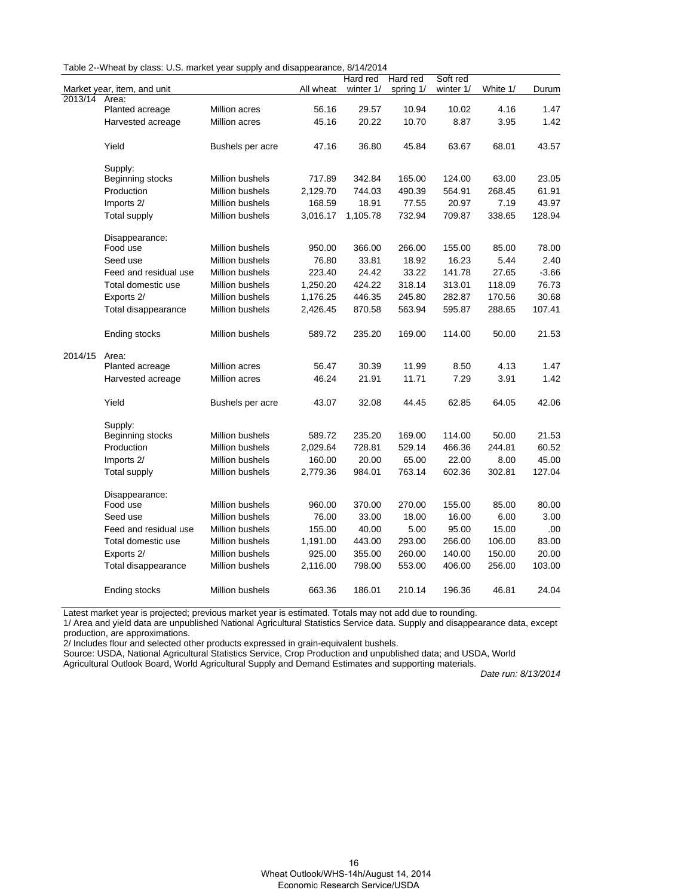Table 2--Wheat by class: U.S. market year supply and disappearance, 8/14/2014

| Market year, item, and unit | | | All wheat | Hard red winter 1/ | Hard red spring 1/ | Soft red winter 1/ | White 1/ | Durum |
|---|---|---|---|---|---|---|---|---|
| 2013/14 | Area: | | | | | | | |
| | Planted acreage | Million acres | 56.16 | 29.57 | 10.94 | 10.02 | 4.16 | 1.47 |
| | Harvested acreage | Million acres | 45.16 | 20.22 | 10.70 | 8.87 | 3.95 | 1.42 |
| | Yield | Bushels per acre | 47.16 | 36.80 | 45.84 | 63.67 | 68.01 | 43.57 |
| | Supply: | | | | | | | |
| | Beginning stocks | Million bushels | 717.89 | 342.84 | 165.00 | 124.00 | 63.00 | 23.05 |
| | Production | Million bushels | 2,129.70 | 744.03 | 490.39 | 564.91 | 268.45 | 61.91 |
| | Imports 2/ | Million bushels | 168.59 | 18.91 | 77.55 | 20.97 | 7.19 | 43.97 |
| | Total supply | Million bushels | 3,016.17 | 1,105.78 | 732.94 | 709.87 | 338.65 | 128.94 |
| | Disappearance: | | | | | | | |
| | Food use | Million bushels | 950.00 | 366.00 | 266.00 | 155.00 | 85.00 | 78.00 |
| | Seed use | Million bushels | 76.80 | 33.81 | 18.92 | 16.23 | 5.44 | 2.40 |
| | Feed and residual use | Million bushels | 223.40 | 24.42 | 33.22 | 141.78 | 27.65 | -3.66 |
| | Total domestic use | Million bushels | 1,250.20 | 424.22 | 318.14 | 313.01 | 118.09 | 76.73 |
| | Exports 2/ | Million bushels | 1,176.25 | 446.35 | 245.80 | 282.87 | 170.56 | 30.68 |
| | Total disappearance | Million bushels | 2,426.45 | 870.58 | 563.94 | 595.87 | 288.65 | 107.41 |
| | Ending stocks | Million bushels | 589.72 | 235.20 | 169.00 | 114.00 | 50.00 | 21.53 |
| 2014/15 | Area: | | | | | | | |
| | Planted acreage | Million acres | 56.47 | 30.39 | 11.99 | 8.50 | 4.13 | 1.47 |
| | Harvested acreage | Million acres | 46.24 | 21.91 | 11.71 | 7.29 | 3.91 | 1.42 |
| | Yield | Bushels per acre | 43.07 | 32.08 | 44.45 | 62.85 | 64.05 | 42.06 |
| | Supply: | | | | | | | |
| | Beginning stocks | Million bushels | 589.72 | 235.20 | 169.00 | 114.00 | 50.00 | 21.53 |
| | Production | Million bushels | 2,029.64 | 728.81 | 529.14 | 466.36 | 244.81 | 60.52 |
| | Imports 2/ | Million bushels | 160.00 | 20.00 | 65.00 | 22.00 | 8.00 | 45.00 |
| | Total supply | Million bushels | 2,779.36 | 984.01 | 763.14 | 602.36 | 302.81 | 127.04 |
| | Disappearance: | | | | | | | |
| | Food use | Million bushels | 960.00 | 370.00 | 270.00 | 155.00 | 85.00 | 80.00 |
| | Seed use | Million bushels | 76.00 | 33.00 | 18.00 | 16.00 | 6.00 | 3.00 |
| | Feed and residual use | Million bushels | 155.00 | 40.00 | 5.00 | 95.00 | 15.00 | .00 |
| | Total domestic use | Million bushels | 1,191.00 | 443.00 | 293.00 | 266.00 | 106.00 | 83.00 |
| | Exports 2/ | Million bushels | 925.00 | 355.00 | 260.00 | 140.00 | 150.00 | 20.00 |
| | Total disappearance | Million bushels | 2,116.00 | 798.00 | 553.00 | 406.00 | 256.00 | 103.00 |
| | Ending stocks | Million bushels | 663.36 | 186.01 | 210.14 | 196.36 | 46.81 | 24.04 |

Latest market year is projected; previous market year is estimated. Totals may not add due to rounding.

1/ Area and yield data are unpublished National Agricultural Statistics Service data. Supply and disappearance data, except production, are approximations.

2/ Includes flour and selected other products expressed in grain-equivalent bushels.

Source: USDA, National Agricultural Statistics Service, Crop Production and unpublished data; and USDA, World Agricultural Outlook Board, World Agricultural Supply and Demand Estimates and supporting materials.

*Date run: 8/13/2014*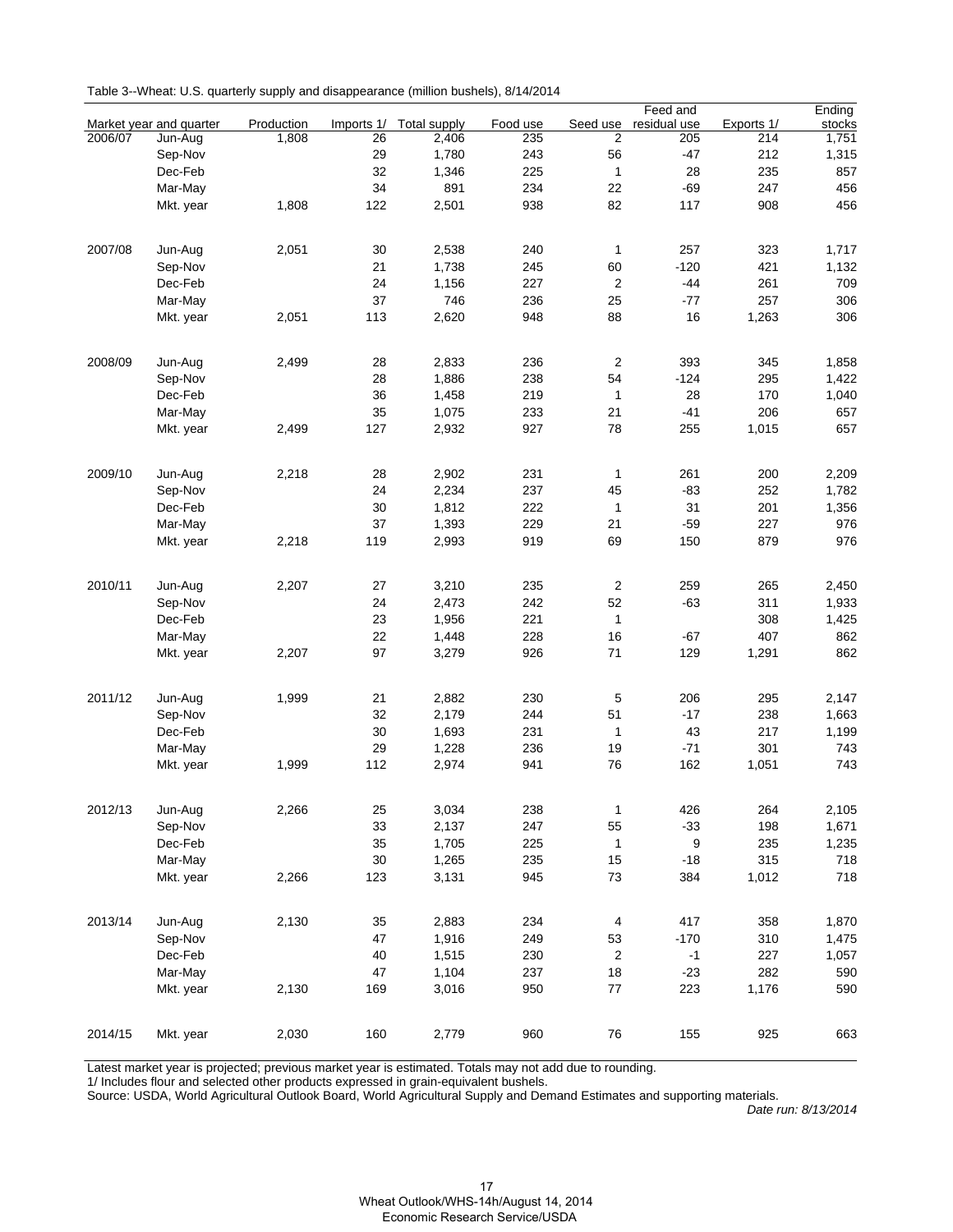Table 3--Wheat: U.S. quarterly supply and disappearance (million bushels), 8/14/2014

| Market year and quarter | | Production | Imports 1/ | Total supply | Food use | Seed use | Feed and residual use | Exports 1/ | Ending stocks |
|---|---|---|---|---|---|---|---|---|---|
| 2006/07 | Jun-Aug | 1,808 | 26 | 2,406 | 235 | 2 | 205 | 214 | 1,751 |
| | Sep-Nov | | 29 | 1,780 | 243 | 56 | -47 | 212 | 1,315 |
| | Dec-Feb | | 32 | 1,346 | 225 | 1 | 28 | 235 | 857 |
| | Mar-May | | 34 | 891 | 234 | 22 | -69 | 247 | 456 |
| | Mkt. year | 1,808 | 122 | 2,501 | 938 | 82 | 117 | 908 | 456 |
| 2007/08 | Jun-Aug | 2,051 | 30 | 2,538 | 240 | 1 | 257 | 323 | 1,717 |
| | Sep-Nov | | 21 | 1,738 | 245 | 60 | -120 | 421 | 1,132 |
| | Dec-Feb | | 24 | 1,156 | 227 | 2 | -44 | 261 | 709 |
| | Mar-May | | 37 | 746 | 236 | 25 | -77 | 257 | 306 |
| | Mkt. year | 2,051 | 113 | 2,620 | 948 | 88 | 16 | 1,263 | 306 |
| 2008/09 | Jun-Aug | 2,499 | 28 | 2,833 | 236 | 2 | 393 | 345 | 1,858 |
| | Sep-Nov | | 28 | 1,886 | 238 | 54 | -124 | 295 | 1,422 |
| | Dec-Feb | | 36 | 1,458 | 219 | 1 | 28 | 170 | 1,040 |
| | Mar-May | | 35 | 1,075 | 233 | 21 | -41 | 206 | 657 |
| | Mkt. year | 2,499 | 127 | 2,932 | 927 | 78 | 255 | 1,015 | 657 |
| 2009/10 | Jun-Aug | 2,218 | 28 | 2,902 | 231 | 1 | 261 | 200 | 2,209 |
| | Sep-Nov | | 24 | 2,234 | 237 | 45 | -83 | 252 | 1,782 |
| | Dec-Feb | | 30 | 1,812 | 222 | 1 | 31 | 201 | 1,356 |
| | Mar-May | | 37 | 1,393 | 229 | 21 | -59 | 227 | 976 |
| | Mkt. year | 2,218 | 119 | 2,993 | 919 | 69 | 150 | 879 | 976 |
| 2010/11 | Jun-Aug | 2,207 | 27 | 3,210 | 235 | 2 | 259 | 265 | 2,450 |
| | Sep-Nov | | 24 | 2,473 | 242 | 52 | -63 | 311 | 1,933 |
| | Dec-Feb | | 23 | 1,956 | 221 | 1 | | 308 | 1,425 |
| | Mar-May | | 22 | 1,448 | 228 | 16 | -67 | 407 | 862 |
| | Mkt. year | 2,207 | 97 | 3,279 | 926 | 71 | 129 | 1,291 | 862 |
| 2011/12 | Jun-Aug | 1,999 | 21 | 2,882 | 230 | 5 | 206 | 295 | 2,147 |
| | Sep-Nov | | 32 | 2,179 | 244 | 51 | -17 | 238 | 1,663 |
| | Dec-Feb | | 30 | 1,693 | 231 | 1 | 43 | 217 | 1,199 |
| | Mar-May | | 29 | 1,228 | 236 | 19 | -71 | 301 | 743 |
| | Mkt. year | 1,999 | 112 | 2,974 | 941 | 76 | 162 | 1,051 | 743 |
| 2012/13 | Jun-Aug | 2,266 | 25 | 3,034 | 238 | 1 | 426 | 264 | 2,105 |
| | Sep-Nov | | 33 | 2,137 | 247 | 55 | -33 | 198 | 1,671 |
| | Dec-Feb | | 35 | 1,705 | 225 | 1 | 9 | 235 | 1,235 |
| | Mar-May | | 30 | 1,265 | 235 | 15 | -18 | 315 | 718 |
| | Mkt. year | 2,266 | 123 | 3,131 | 945 | 73 | 384 | 1,012 | 718 |
| 2013/14 | Jun-Aug | 2,130 | 35 | 2,883 | 234 | 4 | 417 | 358 | 1,870 |
| | Sep-Nov | | 47 | 1,916 | 249 | 53 | -170 | 310 | 1,475 |
| | Dec-Feb | | 40 | 1,515 | 230 | 2 | -1 | 227 | 1,057 |
| | Mar-May | | 47 | 1,104 | 237 | 18 | -23 | 282 | 590 |
| | Mkt. year | 2,130 | 169 | 3,016 | 950 | 77 | 223 | 1,176 | 590 |
| 2014/15 | Mkt. year | 2,030 | 160 | 2,779 | 960 | 76 | 155 | 925 | 663 |

Latest market year is projected; previous market year is estimated. Totals may not add due to rounding.
1/ Includes flour and selected other products expressed in grain-equivalent bushels.
Source: USDA, World Agricultural Outlook Board, World Agricultural Supply and Demand Estimates and supporting materials.

*Date run: 8/13/2014*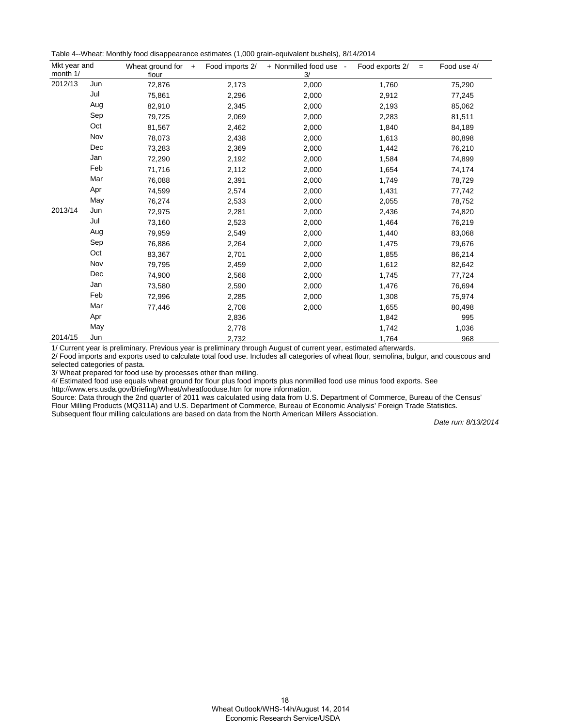Table 4--Wheat: Monthly food disappearance estimates (1,000 grain-equivalent bushels), 8/14/2014

| Mkt year and month 1/ | | Wheat ground for flour | + Food imports 2/ | + Nonmilled food use 3/ | - Food exports 2/ | = Food use 4/ |
|---|---|---|---|---|---|---|
| 2012/13 | Jun | 72,876 | 2,173 | 2,000 | 1,760 | 75,290 |
| | Jul | 75,861 | 2,296 | 2,000 | 2,912 | 77,245 |
| | Aug | 82,910 | 2,345 | 2,000 | 2,193 | 85,062 |
| | Sep | 79,725 | 2,069 | 2,000 | 2,283 | 81,511 |
| | Oct | 81,567 | 2,462 | 2,000 | 1,840 | 84,189 |
| | Nov | 78,073 | 2,438 | 2,000 | 1,613 | 80,898 |
| | Dec | 73,283 | 2,369 | 2,000 | 1,442 | 76,210 |
| | Jan | 72,290 | 2,192 | 2,000 | 1,584 | 74,899 |
| | Feb | 71,716 | 2,112 | 2,000 | 1,654 | 74,174 |
| | Mar | 76,088 | 2,391 | 2,000 | 1,749 | 78,729 |
| | Apr | 74,599 | 2,574 | 2,000 | 1,431 | 77,742 |
| | May | 76,274 | 2,533 | 2,000 | 2,055 | 78,752 |
| 2013/14 | Jun | 72,975 | 2,281 | 2,000 | 2,436 | 74,820 |
| | Jul | 73,160 | 2,523 | 2,000 | 1,464 | 76,219 |
| | Aug | 79,959 | 2,549 | 2,000 | 1,440 | 83,068 |
| | Sep | 76,886 | 2,264 | 2,000 | 1,475 | 79,676 |
| | Oct | 83,367 | 2,701 | 2,000 | 1,855 | 86,214 |
| | Nov | 79,795 | 2,459 | 2,000 | 1,612 | 82,642 |
| | Dec | 74,900 | 2,568 | 2,000 | 1,745 | 77,724 |
| | Jan | 73,580 | 2,590 | 2,000 | 1,476 | 76,694 |
| | Feb | 72,996 | 2,285 | 2,000 | 1,308 | 75,974 |
| | Mar | 77,446 | 2,708 | 2,000 | 1,655 | 80,498 |
| | Apr | | 2,836 | | 1,842 | 995 |
| | May | | 2,778 | | 1,742 | 1,036 |
| 2014/15 | Jun | | 2,732 | | 1,764 | 968 |

1/ Current year is preliminary. Previous year is preliminary through August of current year, estimated afterwards.

2/ Food imports and exports used to calculate total food use. Includes all categories of wheat flour, semolina, bulgur, and couscous and selected categories of pasta.

3/ Wheat prepared for food use by processes other than milling.

4/ Estimated food use equals wheat ground for flour plus food imports plus nonmilled food use minus food exports. See http://www.ers.usda.gov/Briefing/Wheat/wheatfooduse.htm for more information.

Source: Data through the 2nd quarter of 2011 was calculated using data from U.S. Department of Commerce, Bureau of the Census' Flour Milling Products (MQ311A) and U.S. Department of Commerce, Bureau of Economic Analysis' Foreign Trade Statistics. Subsequent flour milling calculations are based on data from the North American Millers Association.

*Date run: 8/13/2014*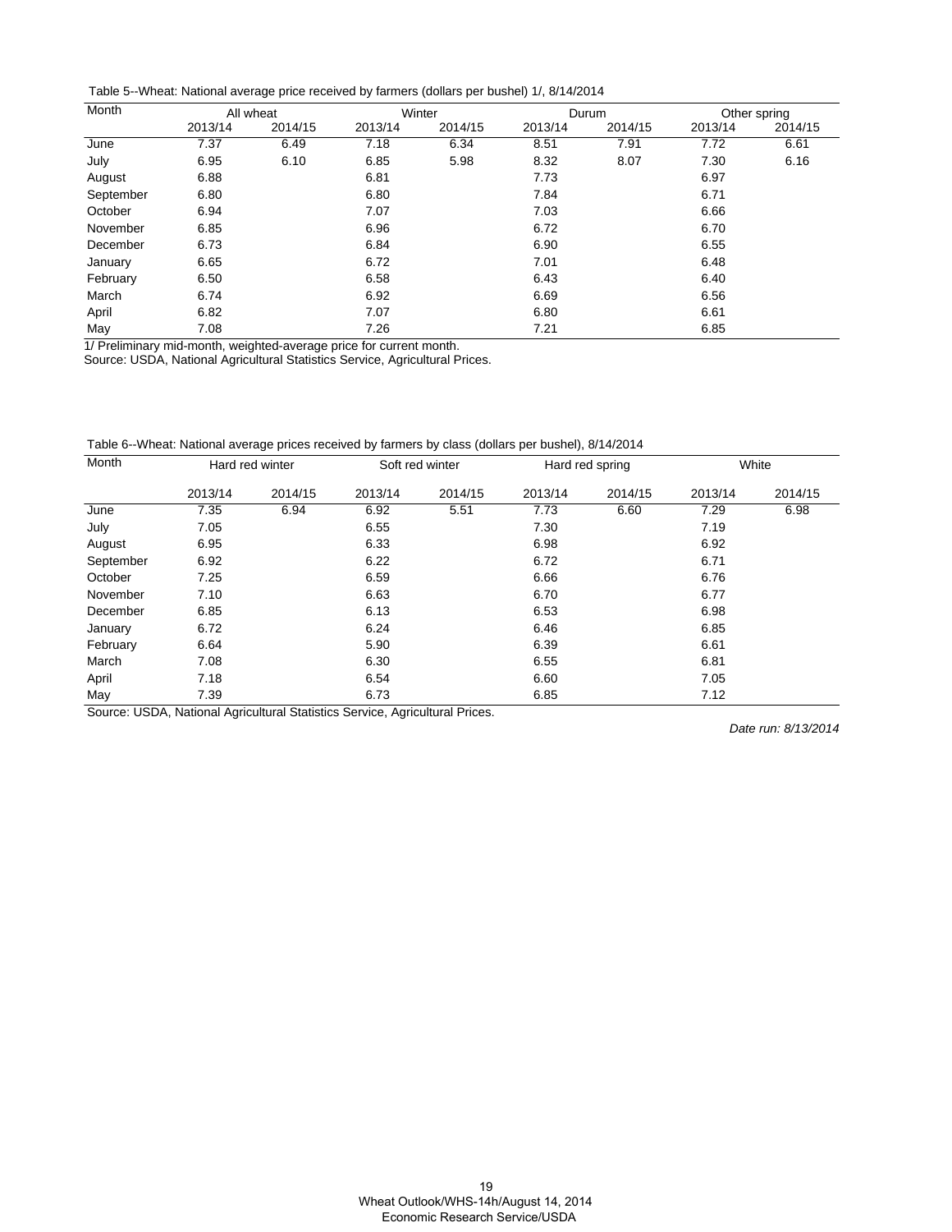Table 5--Wheat: National average price received by farmers (dollars per bushel) 1/, 8/14/2014

| Month | All wheat | | Winter | | Durum | | Other spring | |
|---|---|---|---|---|---|---|---|---|
| | 2013/14 | 2014/15 | 2013/14 | 2014/15 | 2013/14 | 2014/15 | 2013/14 | 2014/15 |
| June | 7.37 | 6.49 | 7.18 | 6.34 | 8.51 | 7.91 | 7.72 | 6.61 |
| July | 6.95 | 6.10 | 6.85 | 5.98 | 8.32 | 8.07 | 7.30 | 6.16 |
| August | 6.88 | | 6.81 | | 7.73 | | 6.97 | |
| September | 6.80 | | 6.80 | | 7.84 | | 6.71 | |
| October | 6.94 | | 7.07 | | 7.03 | | 6.66 | |
| November | 6.85 | | 6.96 | | 6.72 | | 6.70 | |
| December | 6.73 | | 6.84 | | 6.90 | | 6.55 | |
| January | 6.65 | | 6.72 | | 7.01 | | 6.48 | |
| February | 6.50 | | 6.58 | | 6.43 | | 6.40 | |
| March | 6.74 | | 6.92 | | 6.69 | | 6.56 | |
| April | 6.82 | | 7.07 | | 6.80 | | 6.61 | |
| May | 7.08 | | 7.26 | | 7.21 | | 6.85 | |

1/ Preliminary mid-month, weighted-average price for current month.
Source: USDA, National Agricultural Statistics Service, Agricultural Prices.

Table 6--Wheat: National average prices received by farmers by class (dollars per bushel), 8/14/2014

| Month | Hard red winter | | Soft red winter | | Hard red spring | | White | |
|---|---|---|---|---|---|---|---|---|
| | 2013/14 | 2014/15 | 2013/14 | 2014/15 | 2013/14 | 2014/15 | 2013/14 | 2014/15 |
| June | 7.35 | 6.94 | 6.92 | 5.51 | 7.73 | 6.60 | 7.29 | 6.98 |
| July | 7.05 | | 6.55 | | 7.30 | | 7.19 | |
| August | 6.95 | | 6.33 | | 6.98 | | 6.92 | |
| September | 6.92 | | 6.22 | | 6.72 | | 6.71 | |
| October | 7.25 | | 6.59 | | 6.66 | | 6.76 | |
| November | 7.10 | | 6.63 | | 6.70 | | 6.77 | |
| December | 6.85 | | 6.13 | | 6.53 | | 6.98 | |
| January | 6.72 | | 6.24 | | 6.46 | | 6.85 | |
| February | 6.64 | | 5.90 | | 6.39 | | 6.61 | |
| March | 7.08 | | 6.30 | | 6.55 | | 6.81 | |
| April | 7.18 | | 6.54 | | 6.60 | | 7.05 | |
| May | 7.39 | | 6.73 | | 6.85 | | 7.12 | |

Source: USDA, National Agricultural Statistics Service, Agricultural Prices.

*Date run: 8/13/2014*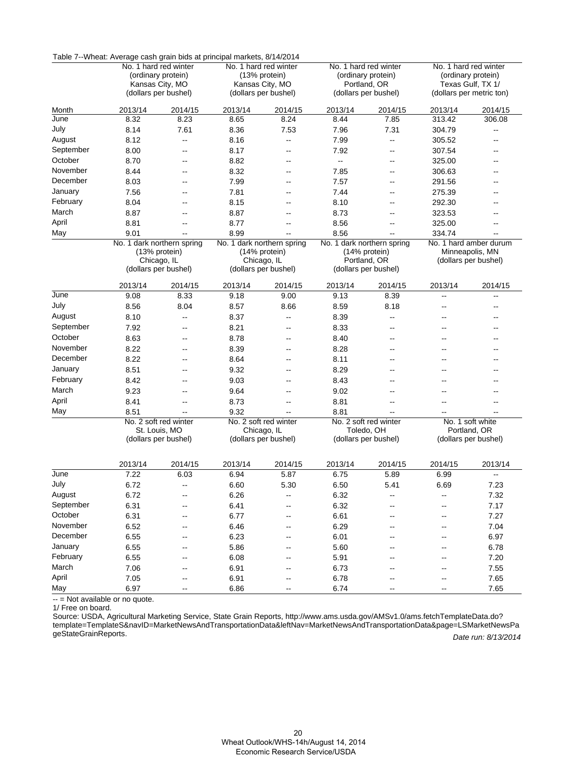Table 7--Wheat: Average cash grain bids at principal markets, 8/14/2014

| Month | No. 1 hard red winter (ordinary protein) Kansas City, MO (dollars per bushel) | | No. 1 hard red winter (13% protein) Kansas City, MO (dollars per bushel) | | No. 1 hard red winter (ordinary protein) Portland, OR (dollars per bushel) | | No. 1 hard red winter (ordinary protein) Texas Gulf, TX 1/ (dollars per metric ton) | |
|---|---|---|---|---|---|---|---|---|
| | 2013/14 | 2014/15 | 2013/14 | 2014/15 | 2013/14 | 2014/15 | 2013/14 | 2014/15 |
| June | 8.32 | 8.23 | 8.65 | 8.24 | 8.44 | 7.85 | 313.42 | 306.08 |
| July | 8.14 | 7.61 | 8.36 | 7.53 | 7.96 | 7.31 | 304.79 | -- |
| August | 8.12 | -- | 8.16 | -- | 7.99 | -- | 305.52 | -- |
| September | 8.00 | -- | 8.17 | -- | 7.92 | -- | 307.54 | -- |
| October | 8.70 | -- | 8.82 | -- | -- | -- | 325.00 | -- |
| November | 8.44 | -- | 8.32 | -- | 7.85 | -- | 306.63 | -- |
| December | 8.03 | -- | 7.99 | -- | 7.57 | -- | 291.56 | -- |
| January | 7.56 | -- | 7.81 | -- | 7.44 | -- | 275.39 | -- |
| February | 8.04 | -- | 8.15 | -- | 8.10 | -- | 292.30 | -- |
| March | 8.87 | -- | 8.87 | -- | 8.73 | -- | 323.53 | -- |
| April | 8.81 | -- | 8.77 | -- | 8.56 | -- | 325.00 | -- |
| May | 9.01 | -- | 8.99 | -- | 8.56 | -- | 334.74 | -- |
| | No. 1 dark northern spring (13% protein) Chicago, IL (dollars per bushel) | | No. 1 dark northern spring (14% protein) Chicago, IL (dollars per bushel) | | No. 1 dark northern spring (14% protein) Portland, OR (dollars per bushel) | | No. 1 hard amber durum Minneapolis, MN (dollars per bushel) | |
| | 2013/14 | 2014/15 | 2013/14 | 2014/15 | 2013/14 | 2014/15 | 2013/14 | 2014/15 |
| June | 9.08 | 8.33 | 9.18 | 9.00 | 9.13 | 8.39 | -- | -- |
| July | 8.56 | 8.04 | 8.57 | 8.66 | 8.59 | 8.18 | -- | -- |
| August | 8.10 | -- | 8.37 | -- | 8.39 | -- | -- | -- |
| September | 7.92 | -- | 8.21 | -- | 8.33 | -- | -- | -- |
| October | 8.63 | -- | 8.78 | -- | 8.40 | -- | -- | -- |
| November | 8.22 | -- | 8.39 | -- | 8.28 | -- | -- | -- |
| December | 8.22 | -- | 8.64 | -- | 8.11 | -- | -- | -- |
| January | 8.51 | -- | 9.32 | -- | 8.29 | -- | -- | -- |
| February | 8.42 | -- | 9.03 | -- | 8.43 | -- | -- | -- |
| March | 9.23 | -- | 9.64 | -- | 9.02 | -- | -- | -- |
| April | 8.41 | -- | 8.73 | -- | 8.81 | -- | -- | -- |
| May | 8.51 | -- | 9.32 | -- | 8.81 | -- | -- | -- |
| | No. 2 soft red winter St. Louis, MO (dollars per bushel) | | No. 2 soft red winter Chicago, IL (dollars per bushel) | | No. 2 soft red winter Toledo, OH (dollars per bushel) | | No. 1 soft white Portland, OR (dollars per bushel) | |
| | 2013/14 | 2014/15 | 2013/14 | 2014/15 | 2013/14 | 2014/15 | 2014/15 | 2013/14 |
| June | 7.22 | 6.03 | 6.94 | 5.87 | 6.75 | 5.89 | 6.99 | -- |
| July | 6.72 | -- | 6.60 | 5.30 | 6.50 | 5.41 | 6.69 | 7.23 |
| August | 6.72 | -- | 6.26 | -- | 6.32 | -- | -- | 7.32 |
| September | 6.31 | -- | 6.41 | -- | 6.32 | -- | -- | 7.17 |
| October | 6.31 | -- | 6.77 | -- | 6.61 | -- | -- | 7.27 |
| November | 6.52 | -- | 6.46 | -- | 6.29 | -- | -- | 7.04 |
| December | 6.55 | -- | 6.23 | -- | 6.01 | -- | -- | 6.97 |
| January | 6.55 | -- | 5.86 | -- | 5.60 | -- | -- | 6.78 |
| February | 6.55 | -- | 6.08 | -- | 5.91 | -- | -- | 7.20 |
| March | 7.06 | -- | 6.91 | -- | 6.73 | -- | -- | 7.55 |
| April | 7.05 | -- | 6.91 | -- | 6.78 | -- | -- | 7.65 |
| May | 6.97 | -- | 6.86 | -- | 6.74 | -- | -- | 7.65 |

-- = Not available or no quote.

1/ Free on board.

Source: USDA, Agricultural Marketing Service, State Grain Reports, http://www.ams.usda.gov/AMSv1.0/ams.fetchTemplateData.do?template=TemplateS&navID=MarketNewsAndTransportationData&leftNav=MarketNewsAndTransportationData&page=LSMarketNewsPageStateGrainReports.

*Date run: 8/13/2014*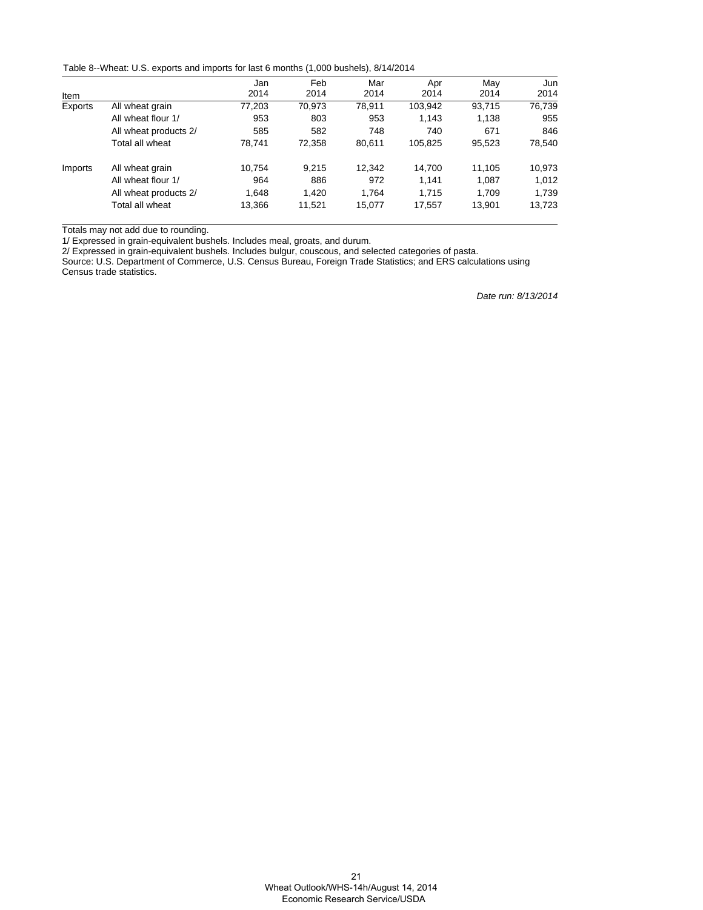Table 8--Wheat: U.S. exports and imports for last 6 months (1,000 bushels), 8/14/2014

| Item | | Jan 2014 | Feb 2014 | Mar 2014 | Apr 2014 | May 2014 | Jun 2014 |
|---|---|---|---|---|---|---|---|
| Exports | All wheat grain | 77,203 | 70,973 | 78,911 | 103,942 | 93,715 | 76,739 |
| | All wheat flour 1/ | 953 | 803 | 953 | 1,143 | 1,138 | 955 |
| | All wheat products 2/ | 585 | 582 | 748 | 740 | 671 | 846 |
| | Total all wheat | 78,741 | 72,358 | 80,611 | 105,825 | 95,523 | 78,540 |
| Imports | All wheat grain | 10,754 | 9,215 | 12,342 | 14,700 | 11,105 | 10,973 |
| | All wheat flour 1/ | 964 | 886 | 972 | 1,141 | 1,087 | 1,012 |
| | All wheat products 2/ | 1,648 | 1,420 | 1,764 | 1,715 | 1,709 | 1,739 |
| | Total all wheat | 13,366 | 11,521 | 15,077 | 17,557 | 13,901 | 13,723 |

Totals may not add due to rounding.

1/ Expressed in grain-equivalent bushels. Includes meal, groats, and durum.

2/ Expressed in grain-equivalent bushels. Includes bulgur, couscous, and selected categories of pasta.

Source: U.S. Department of Commerce, U.S. Census Bureau, Foreign Trade Statistics; and ERS calculations using Census trade statistics.

*Date run: 8/13/2014*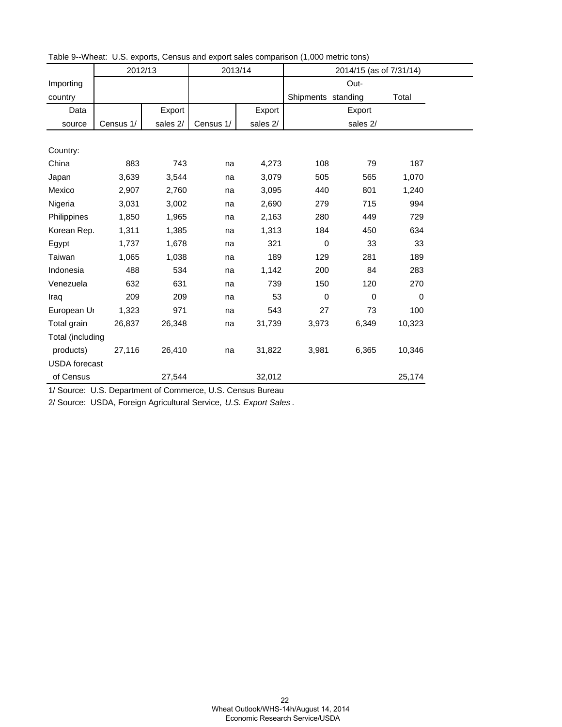Table 9--Wheat: U.S. exports, Census and export sales comparison (1,000 metric tons)

| | 2012/13 | | 2013/14 | | 2014/15 (as of 7/31/14) | | |
|---|---|---|---|---|---|---|---|
| Importing country | | | | | Shipments | Out- standing | Total |
| Data source | Census 1/ | Export sales 2/ | Census 1/ | Export sales 2/ | Export sales 2/ | | |
| Country: | | | | | | | |
| China | 883 | 743 | na | 4,273 | 108 | 79 | 187 |
| Japan | 3,639 | 3,544 | na | 3,079 | 505 | 565 | 1,070 |
| Mexico | 2,907 | 2,760 | na | 3,095 | 440 | 801 | 1,240 |
| Nigeria | 3,031 | 3,002 | na | 2,690 | 279 | 715 | 994 |
| Philippines | 1,850 | 1,965 | na | 2,163 | 280 | 449 | 729 |
| Korean Rep. | 1,311 | 1,385 | na | 1,313 | 184 | 450 | 634 |
| Egypt | 1,737 | 1,678 | na | 321 | 0 | 33 | 33 |
| Taiwan | 1,065 | 1,038 | na | 189 | 129 | 281 | 189 |
| Indonesia | 488 | 534 | na | 1,142 | 200 | 84 | 283 |
| Venezuela | 632 | 631 | na | 739 | 150 | 120 | 270 |
| Iraq | 209 | 209 | na | 53 | 0 | 0 | 0 |
| European Ur | 1,323 | 971 | na | 543 | 27 | 73 | 100 |
| Total grain | 26,837 | 26,348 | na | 31,739 | 3,973 | 6,349 | 10,323 |
| Total (including products) | 27,116 | 26,410 | na | 31,822 | 3,981 | 6,365 | 10,346 |
| USDA forecast of Census | | 27,544 | | 32,012 | | | 25,174 |

1/ Source: U.S. Department of Commerce, U.S. Census Bureau

2/ Source: USDA, Foreign Agricultural Service, *U.S. Export Sales* .